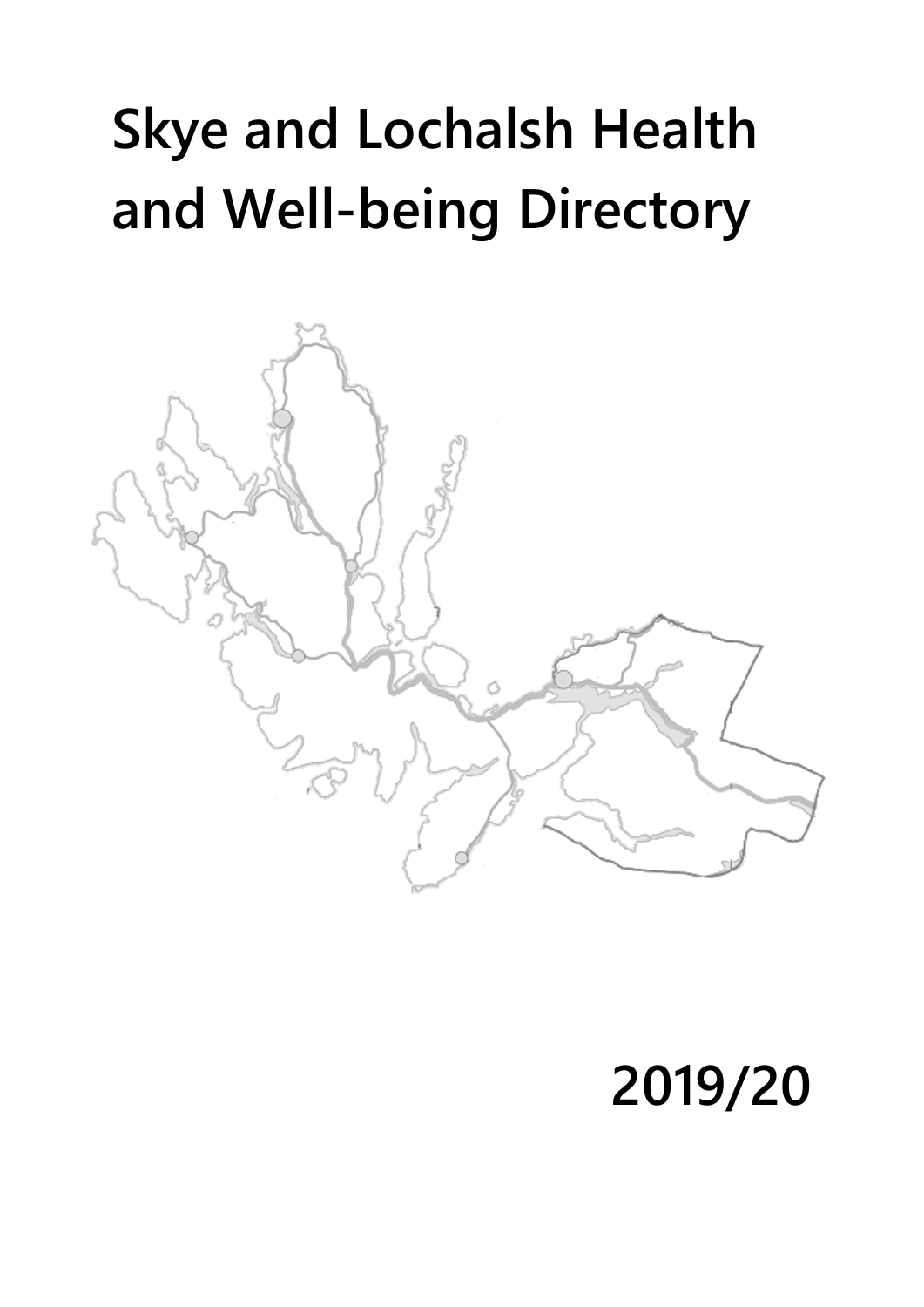# Skye and Lochalsh Health and Well-being Directory

2019/20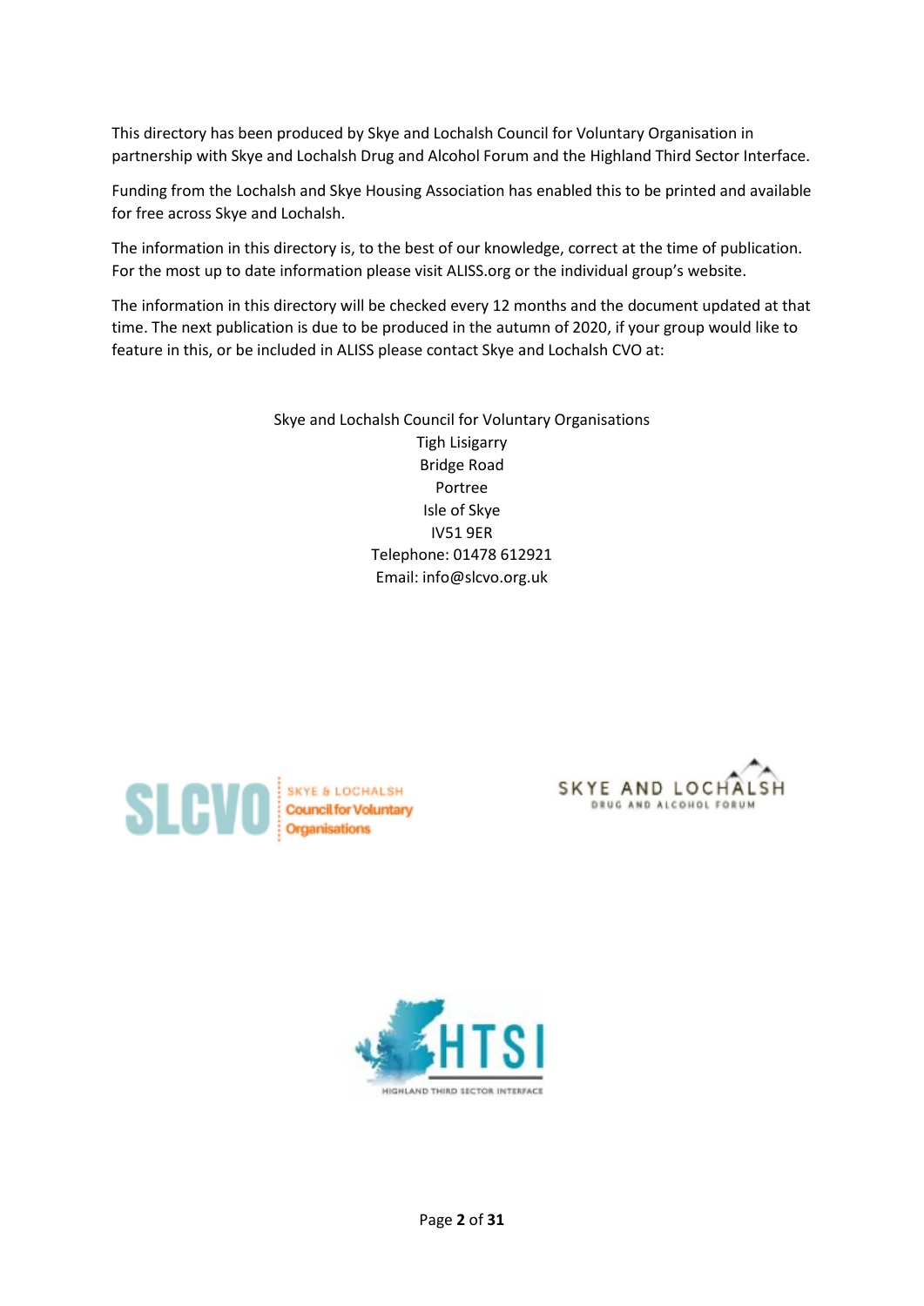This directory has been produced by Skye and Lochalsh Council for Voluntary Organisation in partnership with Skye and Lochalsh Drug and Alcohol Forum and the Highland Third Sector Interface.

Funding from the Lochalsh and Skye Housing Association has enabled this to be printed and available for free across Skye and Lochalsh.

The information in this directory is, to the best of our knowledge, correct at the time of publication. For the most up to date information please visit ALISS.org or the individual group's website.

The information in this directory will be checked every 12 months and the document updated at that time. The next publication is due to be produced in the autumn of 2020, if your group would like to feature in this, or be included in ALISS please contact Skye and Lochalsh CVO at:

Skye and Lochalsh Council for Voluntary Organisations
Tigh Lisigarry
Bridge Road
Portree
Isle of Skye
IV51 9ER
Telephone: 01478 612921
Email: info@slcvo.org.uk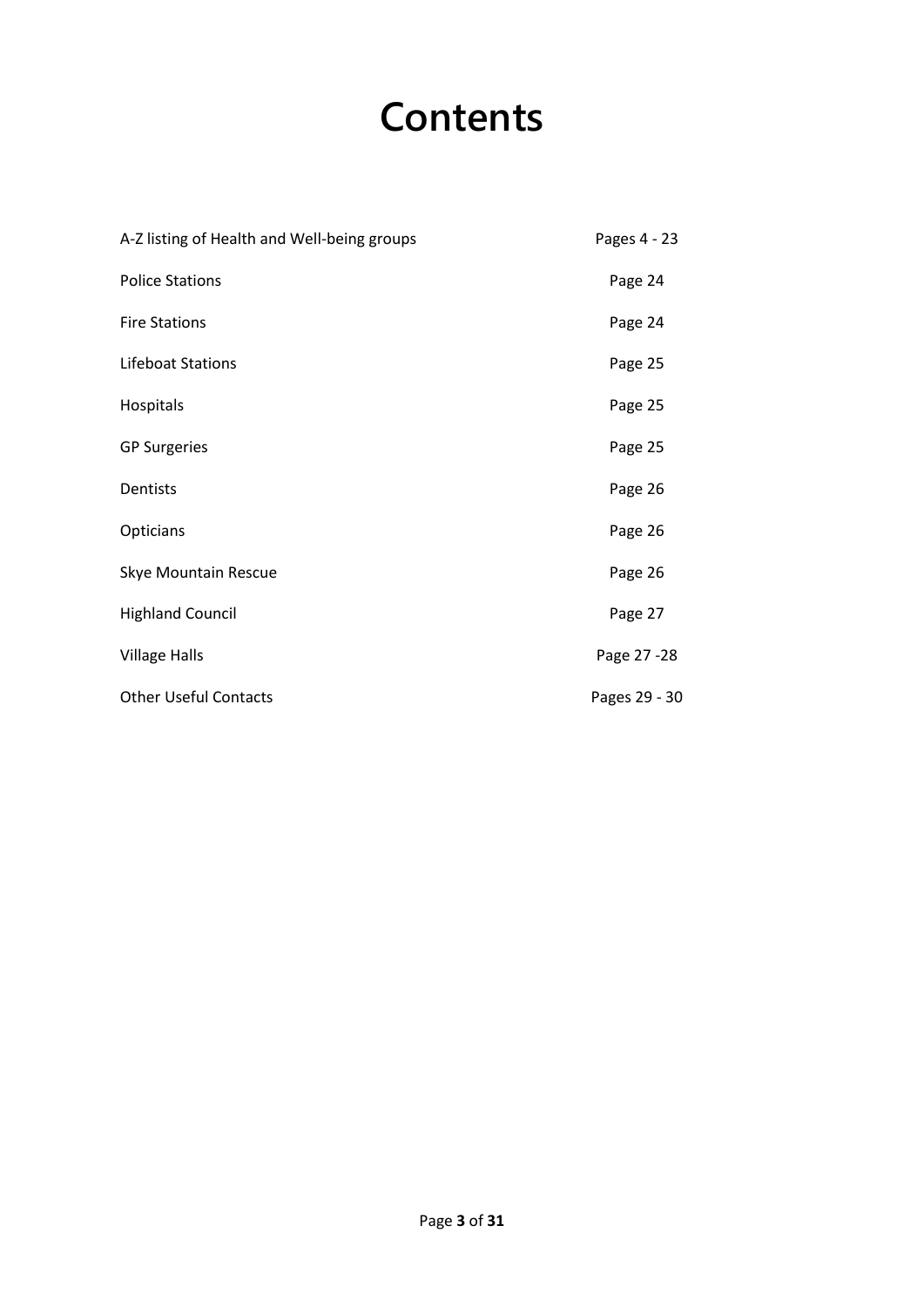# Contents

| | |
|---|---|
| A-Z listing of Health and Well-being groups | Pages 4 - 23 |
| Police Stations | Page 24 |
| Fire Stations | Page 24 |
| Lifeboat Stations | Page 25 |
| Hospitals | Page 25 |
| GP Surgeries | Page 25 |
| Dentists | Page 26 |
| Opticians | Page 26 |
| Skye Mountain Rescue | Page 26 |
| Highland Council | Page 27 |
| Village Halls | Page 27 -28 |
| Other Useful Contacts | Pages 29 - 30 |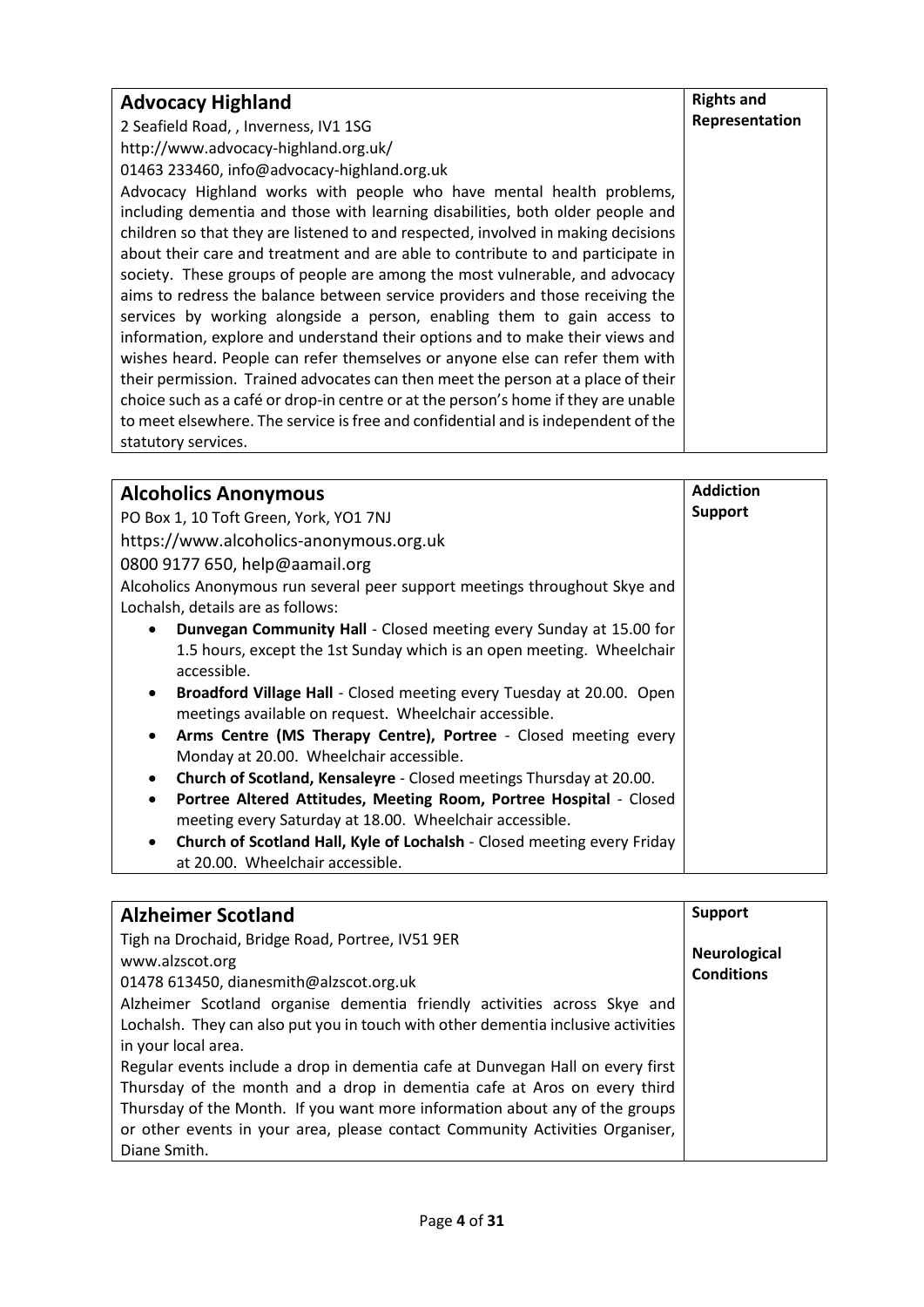| **Advocacy Highland** | **Rights and Representation** |
|---|---|
| 2 Seafield Road, , Inverness, IV1 1SG<br>http://www.advocacy-highland.org.uk/<br>01463 233460, info@advocacy-highland.org.uk<br>Advocacy Highland works with people who have mental health problems, including dementia and those with learning disabilities, both older people and children so that they are listened to and respected, involved in making decisions about their care and treatment and are able to contribute to and participate in society. These groups of people are among the most vulnerable, and advocacy aims to redress the balance between service providers and those receiving the services by working alongside a person, enabling them to gain access to information, explore and understand their options and to make their views and wishes heard. People can refer themselves or anyone else can refer them with their permission. Trained advocates can then meet the person at a place of their choice such as a café or drop-in centre or at the person's home if they are unable to meet elsewhere. The service is free and confidential and is independent of the statutory services. | |

| **Alcoholics Anonymous** | **Addiction Support** |
|---|---|
| PO Box 1, 10 Toft Green, York, YO1 7NJ<br>https://www.alcoholics-anonymous.org.uk<br>0800 9177 650, help@aamail.org<br>Alcoholics Anonymous run several peer support meetings throughout Skye and Lochalsh, details are as follows:<br>• **Dunvegan Community Hall** - Closed meeting every Sunday at 15.00 for 1.5 hours, except the 1st Sunday which is an open meeting. Wheelchair accessible.<br>• **Broadford Village Hall** - Closed meeting every Tuesday at 20.00. Open meetings available on request. Wheelchair accessible.<br>• **Arms Centre (MS Therapy Centre), Portree** - Closed meeting every Monday at 20.00. Wheelchair accessible.<br>• **Church of Scotland, Kensaleyre** - Closed meetings Thursday at 20.00.<br>• **Portree Altered Attitudes, Meeting Room, Portree Hospital** - Closed meeting every Saturday at 18.00. Wheelchair accessible.<br>• **Church of Scotland Hall, Kyle of Lochalsh** - Closed meeting every Friday at 20.00. Wheelchair accessible. | |

| **Alzheimer Scotland** | **Support**<br><br>**Neurological Conditions** |
|---|---|
| Tigh na Drochaid, Bridge Road, Portree, IV51 9ER<br>www.alzscot.org<br>01478 613450, dianesmith@alzscot.org.uk<br>Alzheimer Scotland organise dementia friendly activities across Skye and Lochalsh. They can also put you in touch with other dementia inclusive activities in your local area.<br>Regular events include a drop in dementia cafe at Dunvegan Hall on every first Thursday of the month and a drop in dementia cafe at Aros on every third Thursday of the Month. If you want more information about any of the groups or other events in your area, please contact Community Activities Organiser, Diane Smith. | |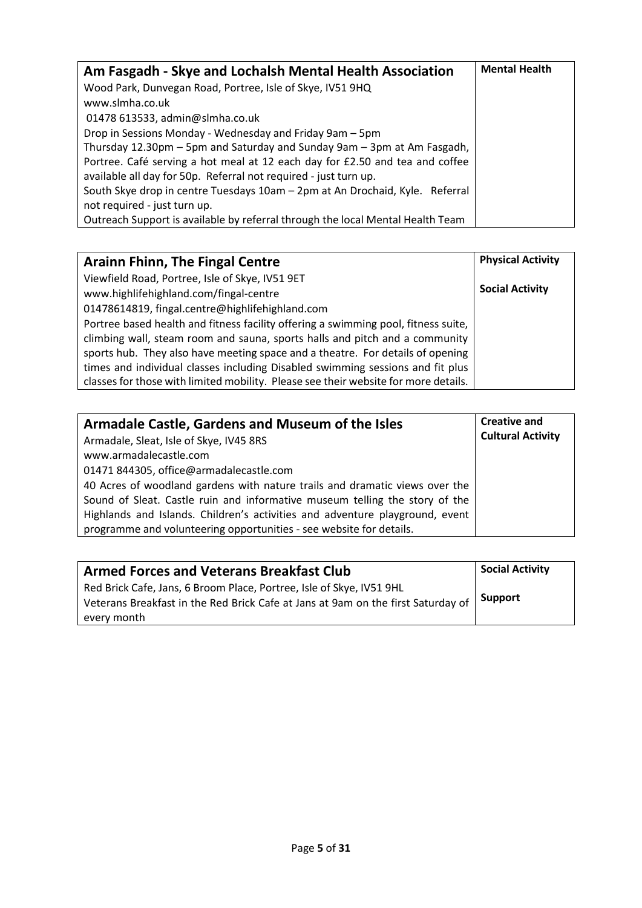| Am Fasgadh - Skye and Lochalsh Mental Health Association | Mental Health |
|---|---|
| Wood Park, Dunvegan Road, Portree, Isle of Skye, IV51 9HQ<br>www.slmha.co.uk<br>01478 613533, admin@slmha.co.uk<br>Drop in Sessions Monday - Wednesday and Friday 9am – 5pm<br>Thursday 12.30pm – 5pm and Saturday and Sunday 9am – 3pm at Am Fasgadh, Portree. Café serving a hot meal at 12 each day for £2.50 and tea and coffee available all day for 50p. Referral not required - just turn up.<br>South Skye drop in centre Tuesdays 10am – 2pm at An Drochaid, Kyle. Referral not required - just turn up.<br>Outreach Support is available by referral through the local Mental Health Team | |

| Arainn Fhinn, The Fingal Centre | Physical Activity<br><br>Social Activity |
|---|---|
| Viewfield Road, Portree, Isle of Skye, IV51 9ET<br>www.highlifehighland.com/fingal-centre<br>01478614819, fingal.centre@highlifehighland.com<br>Portree based health and fitness facility offering a swimming pool, fitness suite, climbing wall, steam room and sauna, sports halls and pitch and a community sports hub. They also have meeting space and a theatre. For details of opening times and individual classes including Disabled swimming sessions and fit plus classes for those with limited mobility. Please see their website for more details. | |

| Armadale Castle, Gardens and Museum of the Isles | Creative and Cultural Activity |
|---|---|
| Armadale, Sleat, Isle of Skye, IV45 8RS<br>www.armadalecastle.com<br>01471 844305, office@armadalecastle.com<br>40 Acres of woodland gardens with nature trails and dramatic views over the Sound of Sleat. Castle ruin and informative museum telling the story of the Highlands and Islands. Children's activities and adventure playground, event programme and volunteering opportunities - see website for details. | |

| Armed Forces and Veterans Breakfast Club | Social Activity<br><br>Support |
|---|---|
| Red Brick Cafe, Jans, 6 Broom Place, Portree, Isle of Skye, IV51 9HL<br>Veterans Breakfast in the Red Brick Cafe at Jans at 9am on the first Saturday of every month | |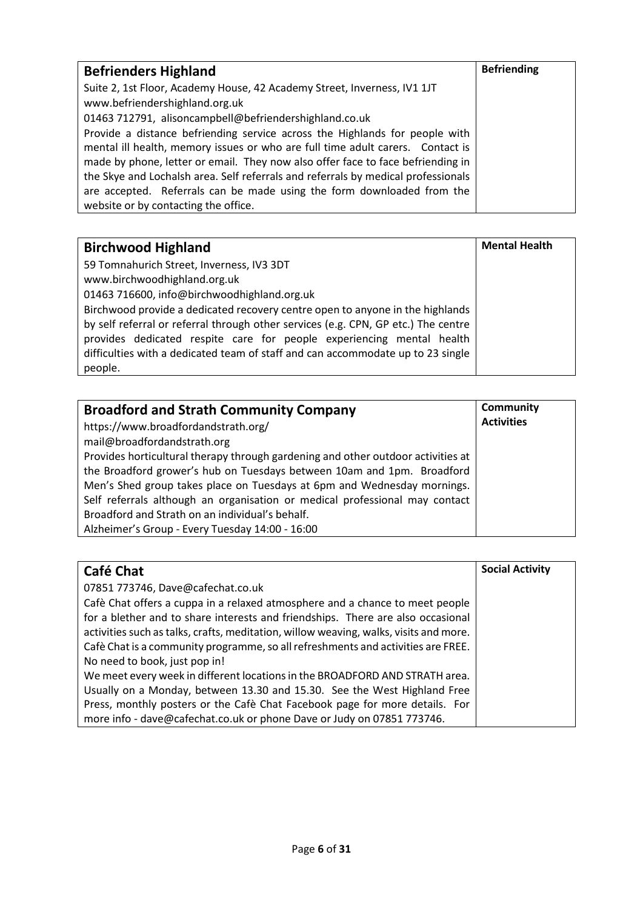| **Befrienders Highland** | **Befriending** |
| --- | --- |
| Suite 2, 1st Floor, Academy House, 42 Academy Street, Inverness, IV1 1JT<br>www.befriendershighland.org.uk<br>01463 712791, alisoncampbell@befriendershighland.co.uk<br>Provide a distance befriending service across the Highlands for people with mental ill health, memory issues or who are full time adult carers. Contact is made by phone, letter or email. They now also offer face to face befriending in the Skye and Lochalsh area. Self referrals and referrals by medical professionals are accepted. Referrals can be made using the form downloaded from the website or by contacting the office. | |

| **Birchwood Highland** | **Mental Health** |
| --- | --- |
| 59 Tomnahurich Street, Inverness, IV3 3DT<br>www.birchwoodhighland.org.uk<br>01463 716600, info@birchwoodhighland.org.uk<br>Birchwood provide a dedicated recovery centre open to anyone in the highlands by self referral or referral through other services (e.g. CPN, GP etc.) The centre provides dedicated respite care for people experiencing mental health difficulties with a dedicated team of staff and can accommodate up to 23 single people. | |

| **Broadford and Strath Community Company** | **Community Activities** |
| --- | --- |
| https://www.broadfordandstrath.org/<br>mail@broadfordandstrath.org<br>Provides horticultural therapy through gardening and other outdoor activities at the Broadford grower's hub on Tuesdays between 10am and 1pm. Broadford Men's Shed group takes place on Tuesdays at 6pm and Wednesday mornings. Self referrals although an organisation or medical professional may contact Broadford and Strath on an individual's behalf.<br>Alzheimer's Group - Every Tuesday 14:00 - 16:00 | |

| **Café Chat** | **Social Activity** |
| --- | --- |
| 07851 773746, Dave@cafechat.co.uk<br>Cafè Chat offers a cuppa in a relaxed atmosphere and a chance to meet people for a blether and to share interests and friendships. There are also occasional activities such as talks, crafts, meditation, willow weaving, walks, visits and more. Cafè Chat is a community programme, so all refreshments and activities are FREE. No need to book, just pop in!<br>We meet every week in different locations in the BROADFORD AND STRATH area. Usually on a Monday, between 13.30 and 15.30. See the West Highland Free Press, monthly posters or the Cafè Chat Facebook page for more details. For more info - dave@cafechat.co.uk or phone Dave or Judy on 07851 773746. | |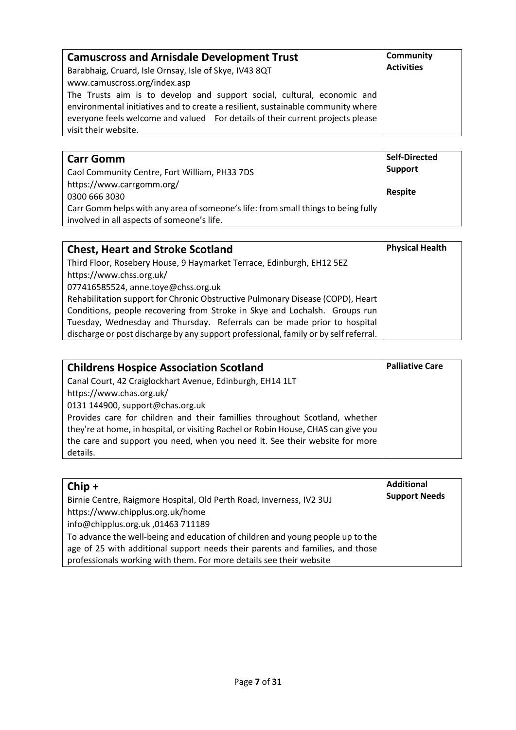| **Camuscross and Arnisdale Development Trust**<br>Barabhaig, Cruard, Isle Ornsay, Isle of Skye, IV43 8QT<br>www.camuscross.org/index.asp<br>The Trusts aim is to develop and support social, cultural, economic and environmental initiatives and to create a resilient, sustainable community where everyone feels welcome and valued For details of their current projects please visit their website. | **Community Activities** |
|---|---|

| **Carr Gomm**<br>Caol Community Centre, Fort William, PH33 7DS<br>https://www.carrgomm.org/<br>0300 666 3030<br>Carr Gomm helps with any area of someone's life: from small things to being fully involved in all aspects of someone's life. | **Self-Directed Support**<br><br>**Respite** |
|---|---|

| **Chest, Heart and Stroke Scotland**<br>Third Floor, Rosebery House, 9 Haymarket Terrace, Edinburgh, EH12 5EZ<br>https://www.chss.org.uk/<br>077416585524, anne.toye@chss.org.uk<br>Rehabilitation support for Chronic Obstructive Pulmonary Disease (COPD), Heart Conditions, people recovering from Stroke in Skye and Lochalsh. Groups run Tuesday, Wednesday and Thursday. Referrals can be made prior to hospital discharge or post discharge by any support professional, family or by self referral. | **Physical Health** |
|---|---|

| **Childrens Hospice Association Scotland**<br>Canal Court, 42 Craiglockhart Avenue, Edinburgh, EH14 1LT<br>https://www.chas.org.uk/<br>0131 144900, support@chas.org.uk<br>Provides care for children and their famillies throughout Scotland, whether they're at home, in hospital, or visiting Rachel or Robin House, CHAS can give you the care and support you need, when you need it. See their website for more details. | **Palliative Care** |
|---|---|

| **Chip +**<br>Birnie Centre, Raigmore Hospital, Old Perth Road, Inverness, IV2 3UJ<br>https://www.chipplus.org.uk/home<br>info@chipplus.org.uk ,01463 711189<br>To advance the well-being and education of children and young people up to the age of 25 with additional support needs their parents and families, and those professionals working with them. For more details see their website | **Additional Support Needs** |
|---|---|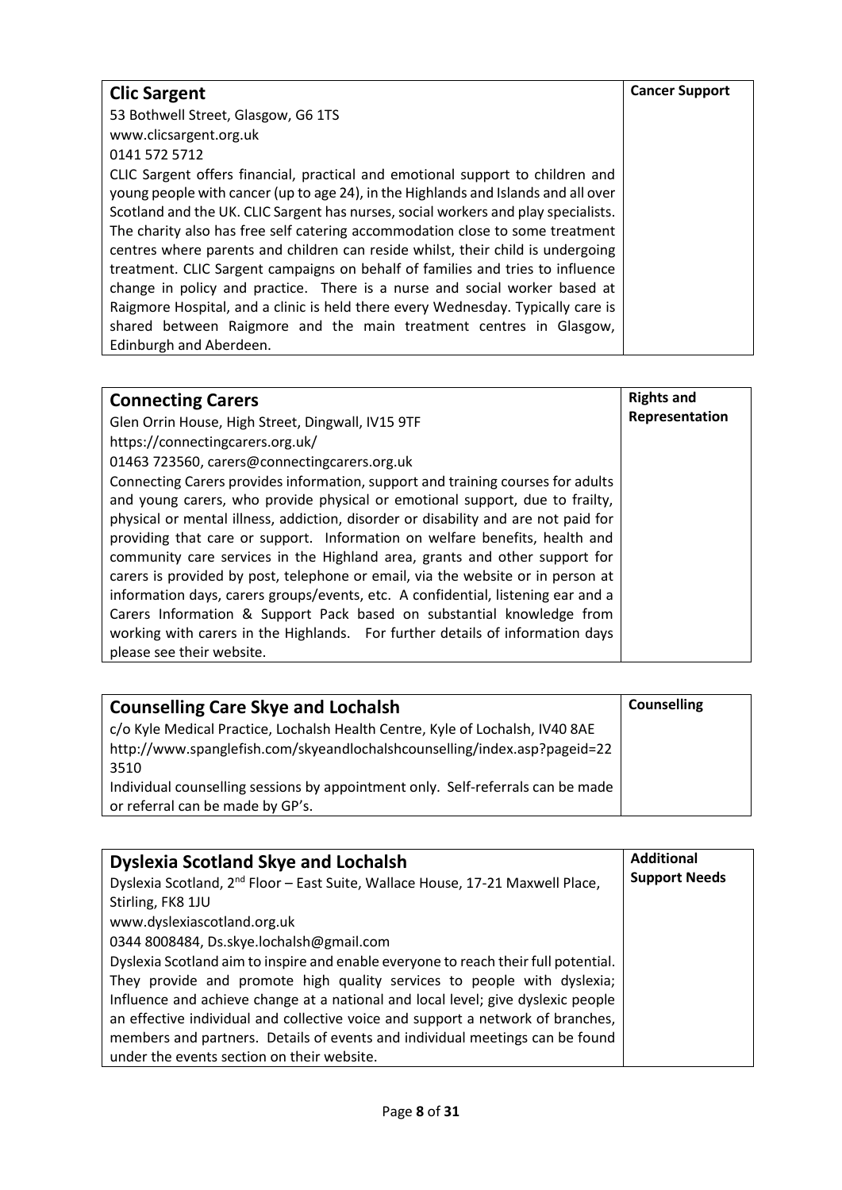| **Clic Sargent** | **Cancer Support** |
| --- | --- |
| 53 Bothwell Street, Glasgow, G6 1TS<br>www.clicsargent.org.uk<br>0141 572 5712<br>CLIC Sargent offers financial, practical and emotional support to children and young people with cancer (up to age 24), in the Highlands and Islands and all over Scotland and the UK. CLIC Sargent has nurses, social workers and play specialists. The charity also has free self catering accommodation close to some treatment centres where parents and children can reside whilst, their child is undergoing treatment. CLIC Sargent campaigns on behalf of families and tries to influence change in policy and practice. There is a nurse and social worker based at Raigmore Hospital, and a clinic is held there every Wednesday. Typically care is shared between Raigmore and the main treatment centres in Glasgow, Edinburgh and Aberdeen. | |

| **Connecting Carers** | **Rights and Representation** |
| --- | --- |
| Glen Orrin House, High Street, Dingwall, IV15 9TF<br>https://connectingcarers.org.uk/<br>01463 723560, carers@connectingcarers.org.uk<br>Connecting Carers provides information, support and training courses for adults and young carers, who provide physical or emotional support, due to frailty, physical or mental illness, addiction, disorder or disability and are not paid for providing that care or support. Information on welfare benefits, health and community care services in the Highland area, grants and other support for carers is provided by post, telephone or email, via the website or in person at information days, carers groups/events, etc. A confidential, listening ear and a Carers Information & Support Pack based on substantial knowledge from working with carers in the Highlands. For further details of information days please see their website. | |

| **Counselling Care Skye and Lochalsh** | **Counselling** |
| --- | --- |
| c/o Kyle Medical Practice, Lochalsh Health Centre, Kyle of Lochalsh, IV40 8AE<br>http://www.spanglefish.com/skyeandlochalshcounselling/index.asp?pageid=223510<br>Individual counselling sessions by appointment only. Self-referrals can be made or referral can be made by GP's. | |

| **Dyslexia Scotland Skye and Lochalsh** | **Additional Support Needs** |
| --- | --- |
| Dyslexia Scotland, 2nd Floor – East Suite, Wallace House, 17-21 Maxwell Place, Stirling, FK8 1JU<br>www.dyslexiascotland.org.uk<br>0344 8008484, Ds.skye.lochalsh@gmail.com<br>Dyslexia Scotland aim to inspire and enable everyone to reach their full potential. They provide and promote high quality services to people with dyslexia; Influence and achieve change at a national and local level; give dyslexic people an effective individual and collective voice and support a network of branches, members and partners. Details of events and individual meetings can be found under the events section on their website. | |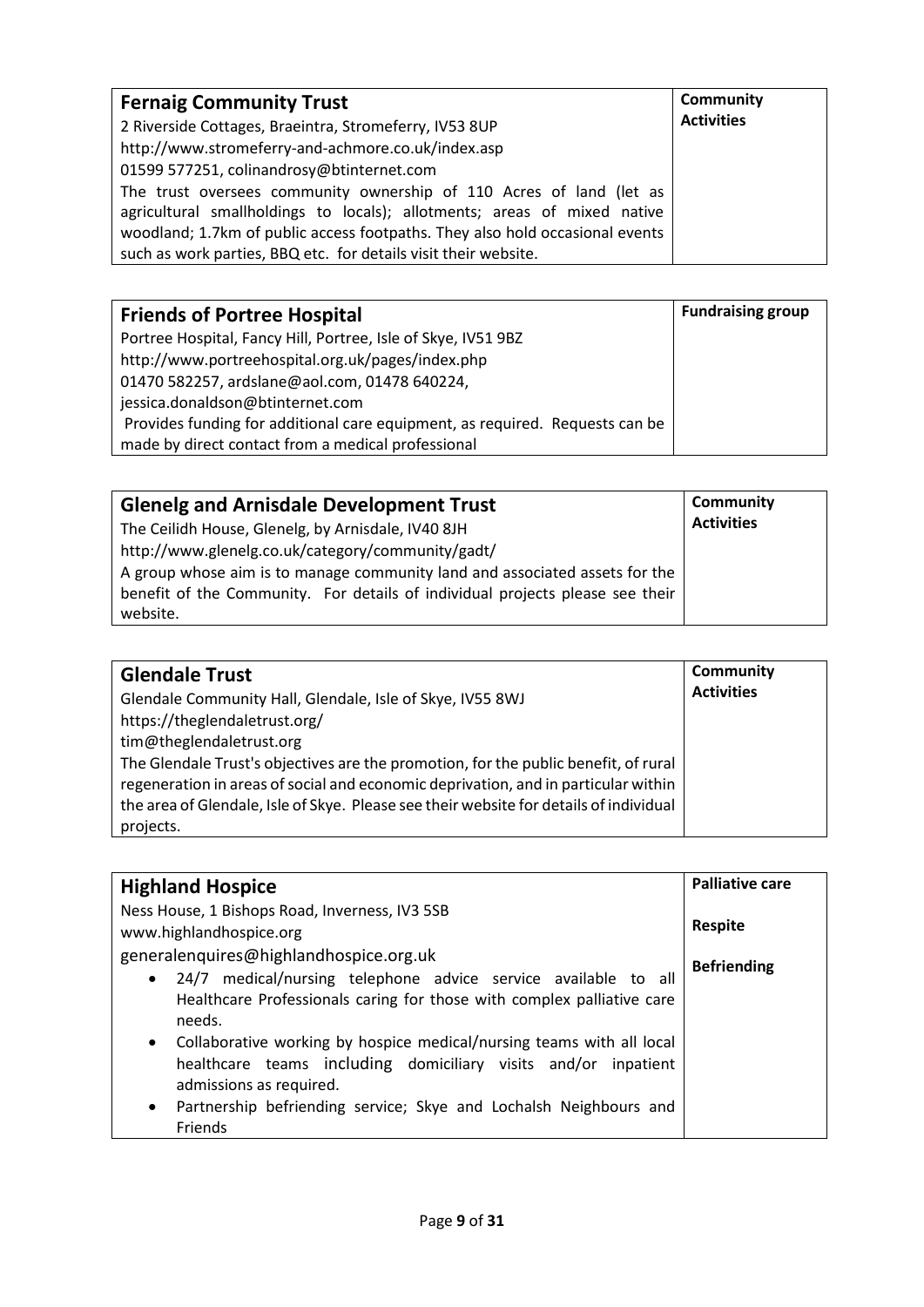| **Fernaig Community Trust** | **Community Activities** |
|---|---|
| 2 Riverside Cottages, Braeintra, Stromeferry, IV53 8UP<br>http://www.stromeferry-and-achmore.co.uk/index.asp<br>01599 577251, colinandrosy@btinternet.com<br>The trust oversees community ownership of 110 Acres of land (let as agricultural smallholdings to locals); allotments; areas of mixed native woodland; 1.7km of public access footpaths. They also hold occasional events such as work parties, BBQ etc. for details visit their website. | |

| **Friends of Portree Hospital** | **Fundraising group** |
|---|---|
| Portree Hospital, Fancy Hill, Portree, Isle of Skye, IV51 9BZ<br>http://www.portreehospital.org.uk/pages/index.php<br>01470 582257, ardslane@aol.com, 01478 640224, jessica.donaldson@btinternet.com<br>Provides funding for additional care equipment, as required. Requests can be made by direct contact from a medical professional | |

| **Glenelg and Arnisdale Development Trust** | **Community Activities** |
|---|---|
| The Ceilidh House, Glenelg, by Arnisdale, IV40 8JH<br>http://www.glenelg.co.uk/category/community/gadt/<br>A group whose aim is to manage community land and associated assets for the benefit of the Community. For details of individual projects please see their website. | |

| **Glendale Trust** | **Community Activities** |
|---|---|
| Glendale Community Hall, Glendale, Isle of Skye, IV55 8WJ<br>https://theglendaletrust.org/<br>tim@theglendaletrust.org<br>The Glendale Trust's objectives are the promotion, for the public benefit, of rural regeneration in areas of social and economic deprivation, and in particular within the area of Glendale, Isle of Skye. Please see their website for details of individual projects. | |

| **Highland Hospice** | **Palliative care**<br><br>**Respite**<br><br>**Befriending** |
|---|---|
| Ness House, 1 Bishops Road, Inverness, IV3 5SB<br>www.highlandhospice.org<br>generalenquires@highlandhospice.org.uk<br>• 24/7 medical/nursing telephone advice service available to all Healthcare Professionals caring for those with complex palliative care needs.<br>• Collaborative working by hospice medical/nursing teams with all local healthcare teams including domiciliary visits and/or inpatient admissions as required.<br>• Partnership befriending service; Skye and Lochalsh Neighbours and Friends | |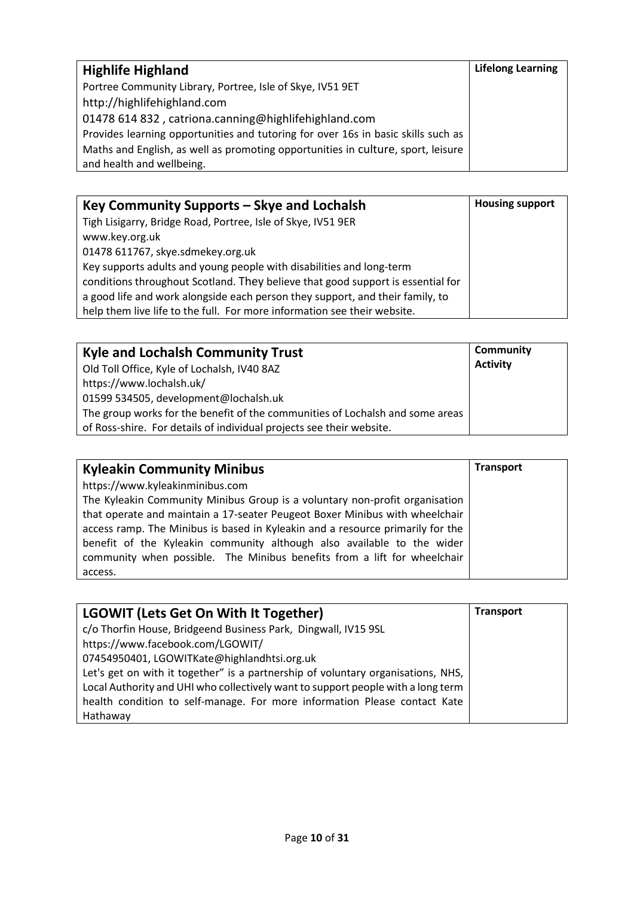| **Highlife Highland** | **Lifelong Learning** |
| --- | --- |
| Portree Community Library, Portree, Isle of Skye, IV51 9ET<br>http://highlifehighland.com<br>01478 614 832 , catriona.canning@highlifehighland.com<br>Provides learning opportunities and tutoring for over 16s in basic skills such as Maths and English, as well as promoting opportunities in culture, sport, leisure and health and wellbeing. | |

| **Key Community Supports – Skye and Lochalsh** | **Housing support** |
| --- | --- |
| Tigh Lisigarry, Bridge Road, Portree, Isle of Skye, IV51 9ER<br>www.key.org.uk<br>01478 611767, skye.sdmekey.org.uk<br>Key supports adults and young people with disabilities and long-term conditions throughout Scotland. They believe that good support is essential for a good life and work alongside each person they support, and their family, to help them live life to the full. For more information see their website. | |

| **Kyle and Lochalsh Community Trust** | **Community Activity** |
| --- | --- |
| Old Toll Office, Kyle of Lochalsh, IV40 8AZ<br>https://www.lochalsh.uk/<br>01599 534505, development@lochalsh.uk<br>The group works for the benefit of the communities of Lochalsh and some areas of Ross-shire. For details of individual projects see their website. | |

| **Kyleakin Community Minibus** | **Transport** |
| --- | --- |
| https://www.kyleakinminibus.com<br>The Kyleakin Community Minibus Group is a voluntary non-profit organisation that operate and maintain a 17-seater Peugeot Boxer Minibus with wheelchair access ramp. The Minibus is based in Kyleakin and a resource primarily for the benefit of the Kyleakin community although also available to the wider community when possible. The Minibus benefits from a lift for wheelchair access. | |

| **LGOWIT (Lets Get On With It Together)** | **Transport** |
| --- | --- |
| c/o Thorfin House, Bridgeend Business Park, Dingwall, IV15 9SL<br>https://www.facebook.com/LGOWIT/<br>07454950401, LGOWITKate@highlandhtsi.org.uk<br>Let's get on with it together" is a partnership of voluntary organisations, NHS, Local Authority and UHI who collectively want to support people with a long term health condition to self-manage. For more information Please contact Kate Hathaway | |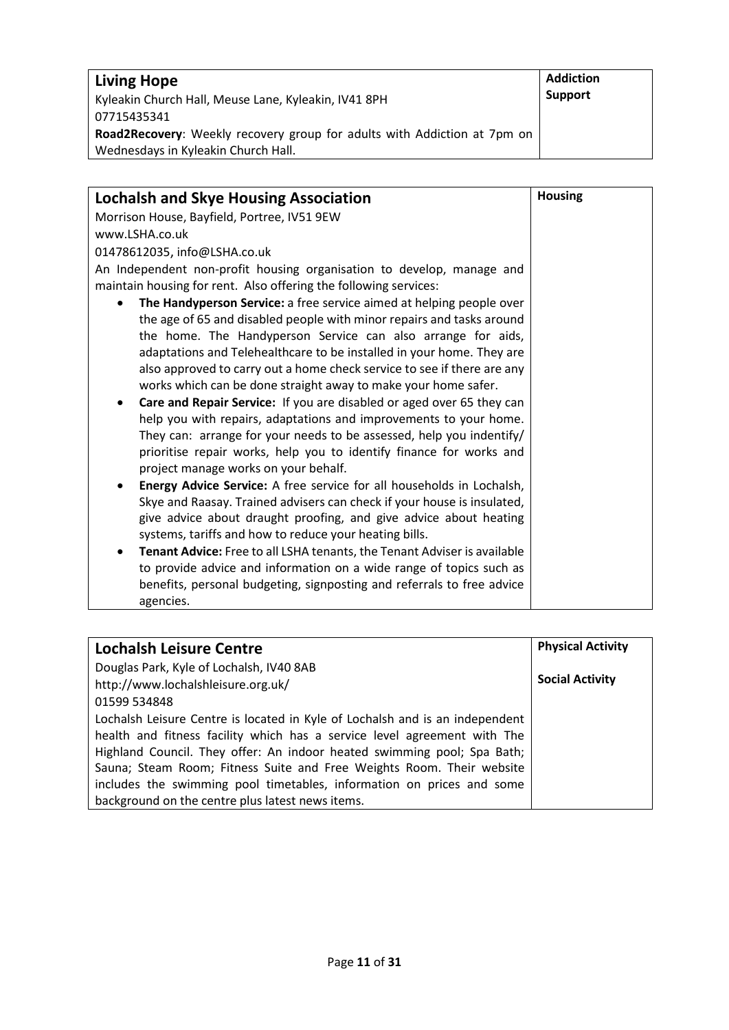| **Living Hope** | **Addiction Support** |
|---|---|
| Kyleakin Church Hall, Meuse Lane, Kyleakin, IV41 8PH<br>07715435341<br>**Road2Recovery**: Weekly recovery group for adults with Addiction at 7pm on Wednesdays in Kyleakin Church Hall. | |

| **Lochalsh and Skye Housing Association** | **Housing** |
|---|---|
| Morrison House, Bayfield, Portree, IV51 9EW<br>www.LSHA.co.uk<br>01478612035, info@LSHA.co.uk<br>An Independent non-profit housing organisation to develop, manage and maintain housing for rent. Also offering the following services:<br>• **The Handyperson Service:** a free service aimed at helping people over the age of 65 and disabled people with minor repairs and tasks around the home. The Handyperson Service can also arrange for aids, adaptations and Telehealthcare to be installed in your home. They are also approved to carry out a home check service to see if there are any works which can be done straight away to make your home safer.<br>• **Care and Repair Service:** If you are disabled or aged over 65 they can help you with repairs, adaptations and improvements to your home. They can: arrange for your needs to be assessed, help you indentify/ prioritise repair works, help you to identify finance for works and project manage works on your behalf.<br>• **Energy Advice Service:** A free service for all households in Lochalsh, Skye and Raasay. Trained advisers can check if your house is insulated, give advice about draught proofing, and give advice about heating systems, tariffs and how to reduce your heating bills.<br>• **Tenant Advice:** Free to all LSHA tenants, the Tenant Adviser is available to provide advice and information on a wide range of topics such as benefits, personal budgeting, signposting and referrals to free advice agencies. | |

| **Lochalsh Leisure Centre** | **Physical Activity**<br><br>**Social Activity** |
|---|---|
| Douglas Park, Kyle of Lochalsh, IV40 8AB<br>http://www.lochalshleisure.org.uk/<br>01599 534848<br>Lochalsh Leisure Centre is located in Kyle of Lochalsh and is an independent health and fitness facility which has a service level agreement with The Highland Council. They offer: An indoor heated swimming pool; Spa Bath; Sauna; Steam Room; Fitness Suite and Free Weights Room. Their website includes the swimming pool timetables, information on prices and some background on the centre plus latest news items. | |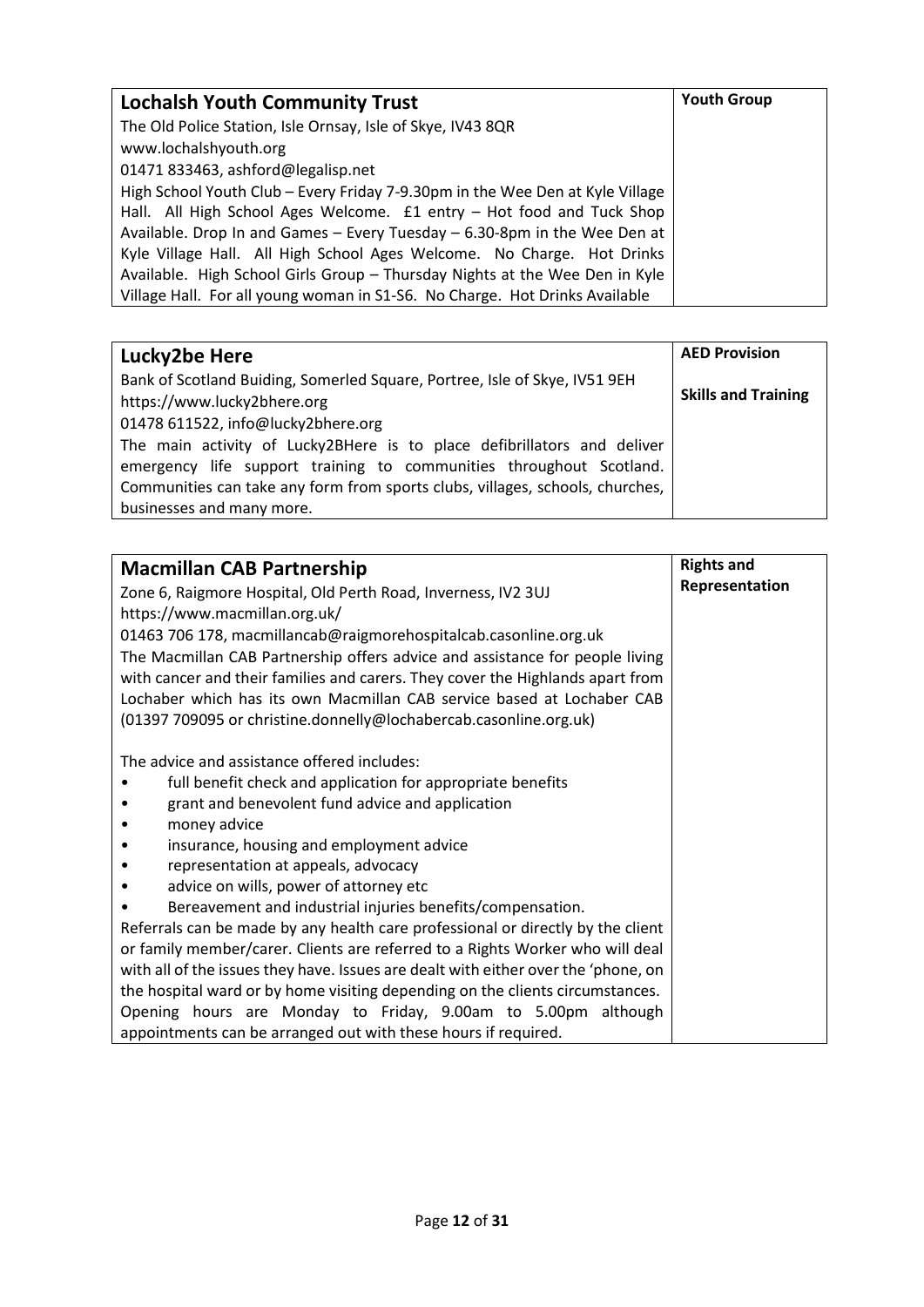| **Lochalsh Youth Community Trust** | **Youth Group** |
|---|---|
| The Old Police Station, Isle Ornsay, Isle of Skye, IV43 8QR<br>www.lochalshyouth.org<br>01471 833463, ashford@legalisp.net<br>High School Youth Club – Every Friday 7-9.30pm in the Wee Den at Kyle Village Hall. All High School Ages Welcome. £1 entry – Hot food and Tuck Shop Available. Drop In and Games – Every Tuesday – 6.30-8pm in the Wee Den at Kyle Village Hall. All High School Ages Welcome. No Charge. Hot Drinks Available. High School Girls Group – Thursday Nights at the Wee Den in Kyle Village Hall. For all young woman in S1-S6. No Charge. Hot Drinks Available | |

| **Lucky2be Here** | **AED Provision**<br><br>**Skills and Training** |
|---|---|
| Bank of Scotland Buiding, Somerled Square, Portree, Isle of Skye, IV51 9EH<br>https://www.lucky2bhere.org<br>01478 611522, info@lucky2bhere.org<br>The main activity of Lucky2BHere is to place defibrillators and deliver emergency life support training to communities throughout Scotland. Communities can take any form from sports clubs, villages, schools, churches, businesses and many more. | |

| **Macmillan CAB Partnership** | **Rights and Representation** |
|---|---|
| Zone 6, Raigmore Hospital, Old Perth Road, Inverness, IV2 3UJ<br>https://www.macmillan.org.uk/<br>01463 706 178, macmillancab@raigmorehospitalcab.casonline.org.uk<br>The Macmillan CAB Partnership offers advice and assistance for people living with cancer and their families and carers. They cover the Highlands apart from Lochaber which has its own Macmillan CAB service based at Lochaber CAB (01397 709095 or christine.donnelly@lochabercab.casonline.org.uk)<br><br>The advice and assistance offered includes:<br>• full benefit check and application for appropriate benefits<br>• grant and benevolent fund advice and application<br>• money advice<br>• insurance, housing and employment advice<br>• representation at appeals, advocacy<br>• advice on wills, power of attorney etc<br>• Bereavement and industrial injuries benefits/compensation.<br>Referrals can be made by any health care professional or directly by the client or family member/carer. Clients are referred to a Rights Worker who will deal with all of the issues they have. Issues are dealt with either over the 'phone, on the hospital ward or by home visiting depending on the clients circumstances. Opening hours are Monday to Friday, 9.00am to 5.00pm although appointments can be arranged out with these hours if required. | |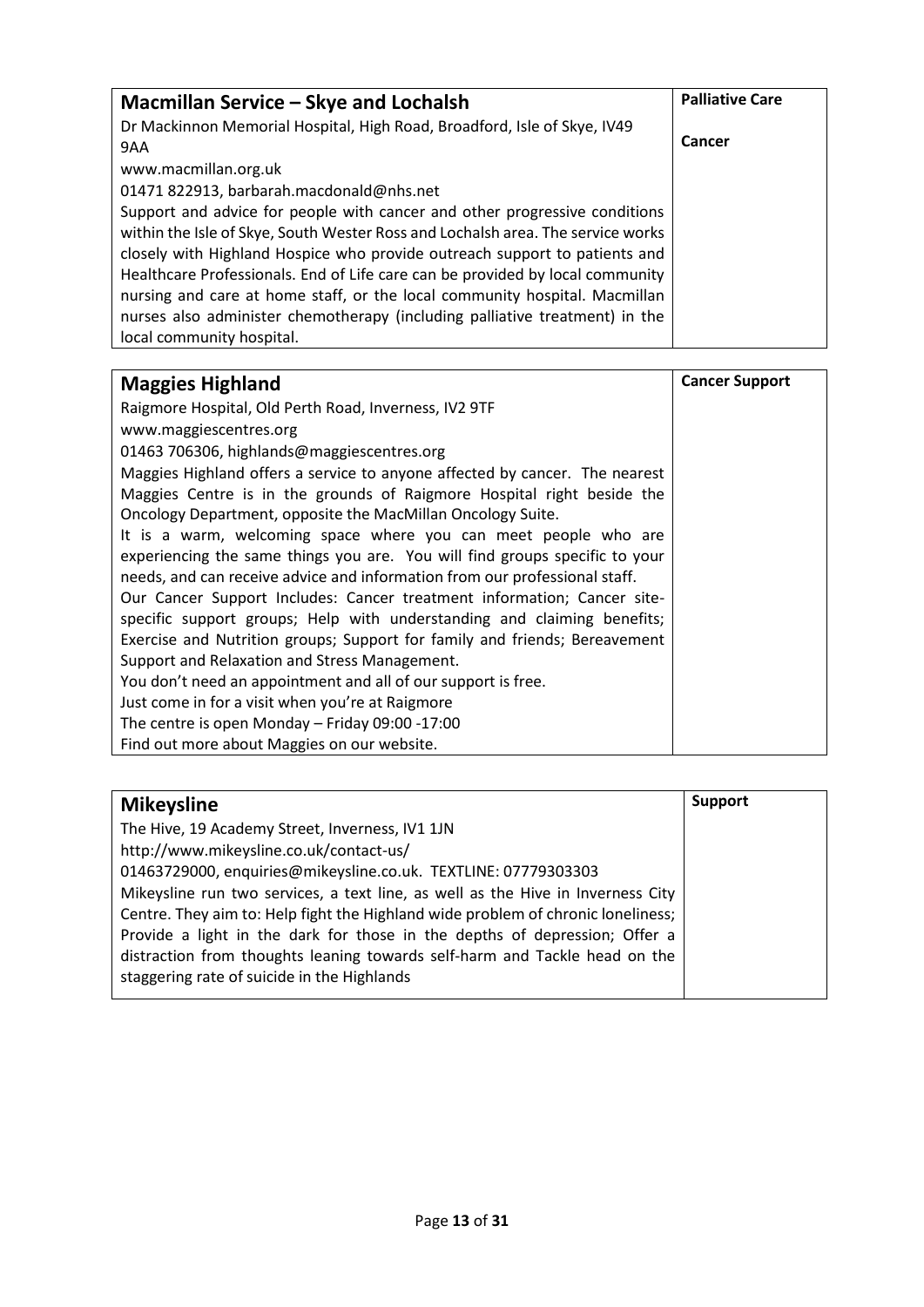| **Macmillan Service – Skye and Lochalsh** | **Palliative Care** |
|---|---|
| Dr Mackinnon Memorial Hospital, High Road, Broadford, Isle of Skye, IV49 9AA<br>www.macmillan.org.uk<br>01471 822913, barbarah.macdonald@nhs.net<br>Support and advice for people with cancer and other progressive conditions within the Isle of Skye, South Wester Ross and Lochalsh area. The service works closely with Highland Hospice who provide outreach support to patients and Healthcare Professionals. End of Life care can be provided by local community nursing and care at home staff, or the local community hospital. Macmillan nurses also administer chemotherapy (including palliative treatment) in the local community hospital. | **Cancer** |

| **Maggies Highland** | **Cancer Support** |
|---|---|
| Raigmore Hospital, Old Perth Road, Inverness, IV2 9TF<br>www.maggiescentres.org<br>01463 706306, highlands@maggiescentres.org<br>Maggies Highland offers a service to anyone affected by cancer. The nearest Maggies Centre is in the grounds of Raigmore Hospital right beside the Oncology Department, opposite the MacMillan Oncology Suite.<br>It is a warm, welcoming space where you can meet people who are experiencing the same things you are. You will find groups specific to your needs, and can receive advice and information from our professional staff.<br>Our Cancer Support Includes: Cancer treatment information; Cancer site-specific support groups; Help with understanding and claiming benefits; Exercise and Nutrition groups; Support for family and friends; Bereavement Support and Relaxation and Stress Management.<br>You don't need an appointment and all of our support is free.<br>Just come in for a visit when you're at Raigmore<br>The centre is open Monday – Friday 09:00 -17:00<br>Find out more about Maggies on our website. | |

| **Mikeysline** | **Support** |
|---|---|
| The Hive, 19 Academy Street, Inverness, IV1 1JN<br>http://www.mikeysline.co.uk/contact-us/<br>01463729000, enquiries@mikeysline.co.uk. TEXTLINE: 07779303303<br>Mikeysline run two services, a text line, as well as the Hive in Inverness City Centre. They aim to: Help fight the Highland wide problem of chronic loneliness; Provide a light in the dark for those in the depths of depression; Offer a distraction from thoughts leaning towards self-harm and Tackle head on the staggering rate of suicide in the Highlands | |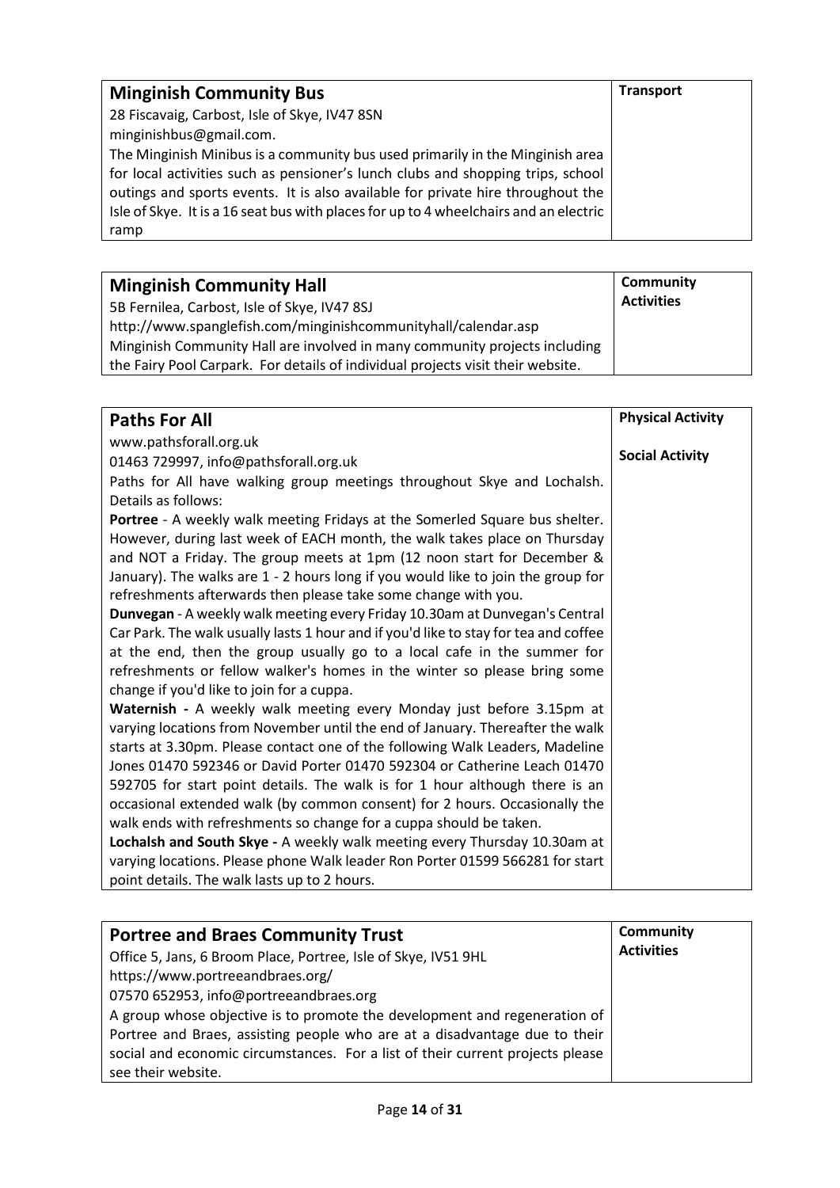| **Minginish Community Bus** | **Transport** |
|---|---|
| 28 Fiscavaig, Carbost, Isle of Skye, IV47 8SN<br>minginishbus@gmail.com.<br>The Minginish Minibus is a community bus used primarily in the Minginish area for local activities such as pensioner's lunch clubs and shopping trips, school outings and sports events. It is also available for private hire throughout the Isle of Skye. It is a 16 seat bus with places for up to 4 wheelchairs and an electric ramp | |

| **Minginish Community Hall** | **Community Activities** |
|---|---|
| 5B Fernilea, Carbost, Isle of Skye, IV47 8SJ<br>http://www.spanglefish.com/minginishcommunityhall/calendar.asp<br>Minginish Community Hall are involved in many community projects including the Fairy Pool Carpark. For details of individual projects visit their website. | |

| **Paths For All** | **Physical Activity**<br><br>**Social Activity** |
|---|---|
| www.pathsforall.org.uk<br>01463 729997, info@pathsforall.org.uk<br>Paths for All have walking group meetings throughout Skye and Lochalsh. Details as follows:<br>**Portree** - A weekly walk meeting Fridays at the Somerled Square bus shelter. However, during last week of EACH month, the walk takes place on Thursday and NOT a Friday. The group meets at 1pm (12 noon start for December & January). The walks are 1 - 2 hours long if you would like to join the group for refreshments afterwards then please take some change with you.<br>**Dunvegan** - A weekly walk meeting every Friday 10.30am at Dunvegan's Central Car Park. The walk usually lasts 1 hour and if you'd like to stay for tea and coffee at the end, then the group usually go to a local cafe in the summer for refreshments or fellow walker's homes in the winter so please bring some change if you'd like to join for a cuppa.<br>**Waternish -** A weekly walk meeting every Monday just before 3.15pm at varying locations from November until the end of January. Thereafter the walk starts at 3.30pm. Please contact one of the following Walk Leaders, Madeline Jones 01470 592346 or David Porter 01470 592304 or Catherine Leach 01470 592705 for start point details. The walk is for 1 hour although there is an occasional extended walk (by common consent) for 2 hours. Occasionally the walk ends with refreshments so change for a cuppa should be taken.<br>**Lochalsh and South Skye -** A weekly walk meeting every Thursday 10.30am at varying locations. Please phone Walk leader Ron Porter 01599 566281 for start point details. The walk lasts up to 2 hours. | |

| **Portree and Braes Community Trust** | **Community Activities** |
|---|---|
| Office 5, Jans, 6 Broom Place, Portree, Isle of Skye, IV51 9HL<br>https://www.portreeandbraes.org/<br>07570 652953, info@portreeandbraes.org<br>A group whose objective is to promote the development and regeneration of Portree and Braes, assisting people who are at a disadvantage due to their social and economic circumstances. For a list of their current projects please see their website. | |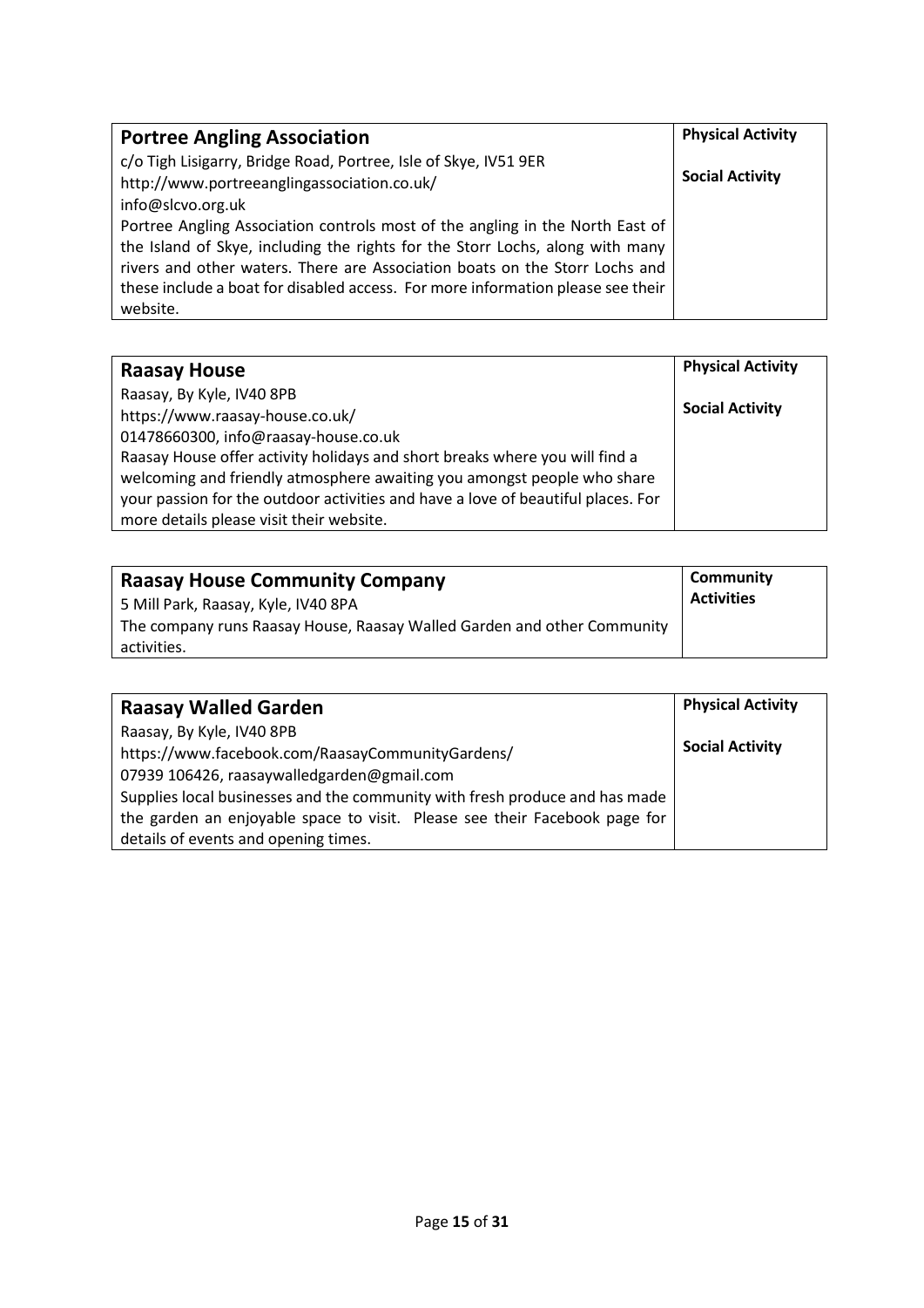| **Portree Angling Association** | **Physical Activity** |
|---|---|
| c/o Tigh Lisigarry, Bridge Road, Portree, Isle of Skye, IV51 9ER<br>http://www.portreeanglingassociation.co.uk/<br>info@slcvo.org.uk<br>Portree Angling Association controls most of the angling in the North East of the Island of Skye, including the rights for the Storr Lochs, along with many rivers and other waters. There are Association boats on the Storr Lochs and these include a boat for disabled access. For more information please see their website. | **Social Activity** |

| **Raasay House** | **Physical Activity** |
|---|---|
| Raasay, By Kyle, IV40 8PB<br>https://www.raasay-house.co.uk/<br>01478660300, info@raasay-house.co.uk<br>Raasay House offer activity holidays and short breaks where you will find a welcoming and friendly atmosphere awaiting you amongst people who share your passion for the outdoor activities and have a love of beautiful places. For more details please visit their website. | **Social Activity** |

| **Raasay House Community Company** | **Community Activities** |
|---|---|
| 5 Mill Park, Raasay, Kyle, IV40 8PA<br>The company runs Raasay House, Raasay Walled Garden and other Community activities. | |

| **Raasay Walled Garden** | **Physical Activity** |
|---|---|
| Raasay, By Kyle, IV40 8PB<br>https://www.facebook.com/RaasayCommunityGardens/<br>07939 106426, raasaywalledgarden@gmail.com<br>Supplies local businesses and the community with fresh produce and has made the garden an enjoyable space to visit. Please see their Facebook page for details of events and opening times. | **Social Activity** |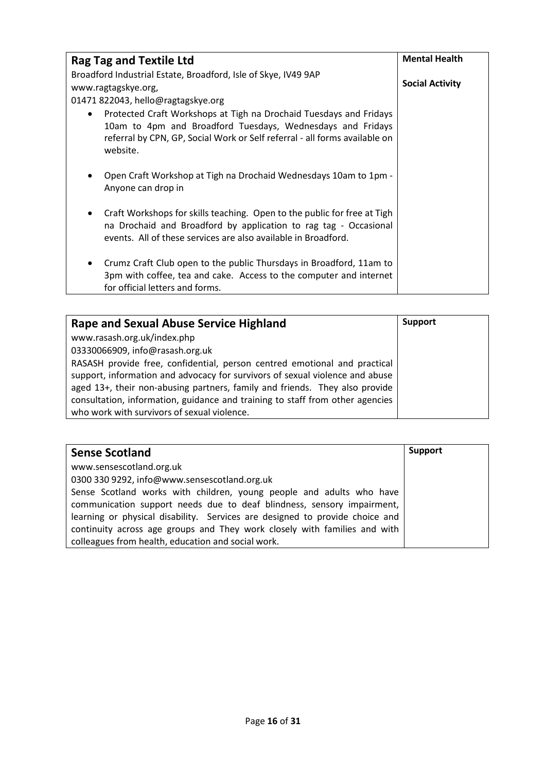| **Rag Tag and Textile Ltd**<br>Broadford Industrial Estate, Broadford, Isle of Skye, IV49 9AP<br>www.ragtagskye.org,<br>01471 822043, hello@ragtagskye.org<br>• Protected Craft Workshops at Tigh na Drochaid Tuesdays and Fridays 10am to 4pm and Broadford Tuesdays, Wednesdays and Fridays referral by CPN, GP, Social Work or Self referral - all forms available on website.<br>• Open Craft Workshop at Tigh na Drochaid Wednesdays 10am to 1pm - Anyone can drop in<br>• Craft Workshops for skills teaching. Open to the public for free at Tigh na Drochaid and Broadford by application to rag tag - Occasional events. All of these services are also available in Broadford.<br>• Crumz Craft Club open to the public Thursdays in Broadford, 11am to 3pm with coffee, tea and cake. Access to the computer and internet for official letters and forms. | **Mental Health**<br><br>**Social Activity** |
|---|---|

| **Rape and Sexual Abuse Service Highland**<br>www.rasash.org.uk/index.php<br>03330066909, info@rasash.org.uk<br>RASASH provide free, confidential, person centred emotional and practical support, information and advocacy for survivors of sexual violence and abuse aged 13+, their non-abusing partners, family and friends. They also provide consultation, information, guidance and training to staff from other agencies who work with survivors of sexual violence. | **Support** |
|---|---|

| **Sense Scotland**<br>www.sensescotland.org.uk<br>0300 330 9292, info@www.sensescotland.org.uk<br>Sense Scotland works with children, young people and adults who have communication support needs due to deaf blindness, sensory impairment, learning or physical disability. Services are designed to provide choice and continuity across age groups and They work closely with families and with colleagues from health, education and social work. | **Support** |
|---|---|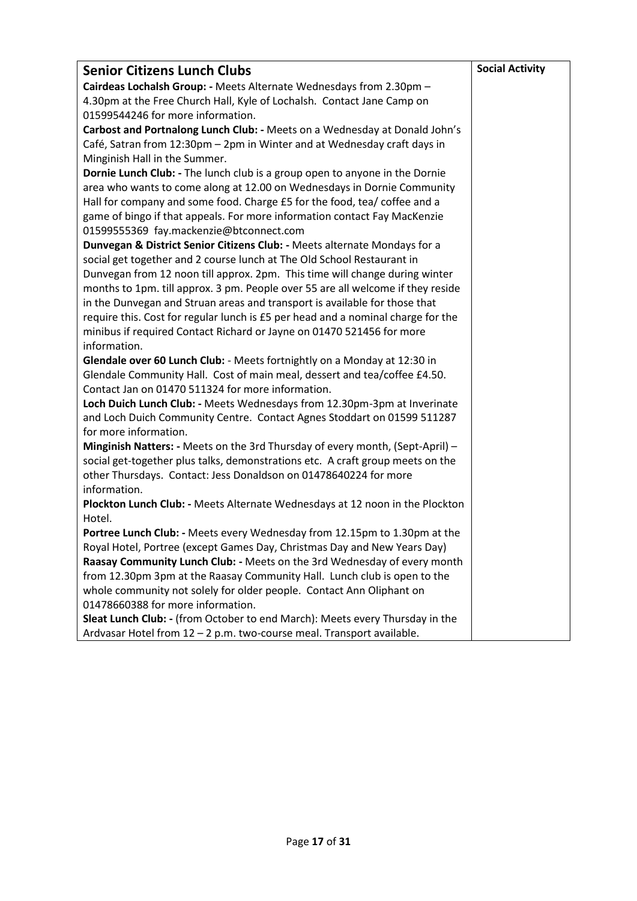| Senior Citizens Lunch Clubs | Social Activity |
|---|---|
| **Cairdeas Lochalsh Group: -** Meets Alternate Wednesdays from 2.30pm – 4.30pm at the Free Church Hall, Kyle of Lochalsh. Contact Jane Camp on 01599544246 for more information.<br>**Carbost and Portnalong Lunch Club: -** Meets on a Wednesday at Donald John's Café, Satran from 12:30pm – 2pm in Winter and at Wednesday craft days in Minginish Hall in the Summer.<br>**Dornie Lunch Club: -** The lunch club is a group open to anyone in the Dornie area who wants to come along at 12.00 on Wednesdays in Dornie Community Hall for company and some food. Charge £5 for the food, tea/ coffee and a game of bingo if that appeals. For more information contact Fay MacKenzie 01599555369 fay.mackenzie@btconnect.com<br>**Dunvegan & District Senior Citizens Club: -** Meets alternate Mondays for a social get together and 2 course lunch at The Old School Restaurant in Dunvegan from 12 noon till approx. 2pm. This time will change during winter months to 1pm. till approx. 3 pm. People over 55 are all welcome if they reside in the Dunvegan and Struan areas and transport is available for those that require this. Cost for regular lunch is £5 per head and a nominal charge for the minibus if required Contact Richard or Jayne on 01470 521456 for more information.<br>**Glendale over 60 Lunch Club:** - Meets fortnightly on a Monday at 12:30 in Glendale Community Hall. Cost of main meal, dessert and tea/coffee £4.50. Contact Jan on 01470 511324 for more information.<br>**Loch Duich Lunch Club: -** Meets Wednesdays from 12.30pm-3pm at Inverinate and Loch Duich Community Centre. Contact Agnes Stoddart on 01599 511287 for more information.<br>**Minginish Natters: -** Meets on the 3rd Thursday of every month, (Sept-April) – social get-together plus talks, demonstrations etc. A craft group meets on the other Thursdays. Contact: Jess Donaldson on 01478640224 for more information.<br>**Plockton Lunch Club: -** Meets Alternate Wednesdays at 12 noon in the Plockton Hotel.<br>**Portree Lunch Club: -** Meets every Wednesday from 12.15pm to 1.30pm at the Royal Hotel, Portree (except Games Day, Christmas Day and New Years Day)<br>**Raasay Community Lunch Club: -** Meets on the 3rd Wednesday of every month from 12.30pm 3pm at the Raasay Community Hall. Lunch club is open to the whole community not solely for older people. Contact Ann Oliphant on 01478660388 for more information.<br>**Sleat Lunch Club: -** (from October to end March): Meets every Thursday in the Ardvasar Hotel from 12 – 2 p.m. two-course meal. Transport available. | |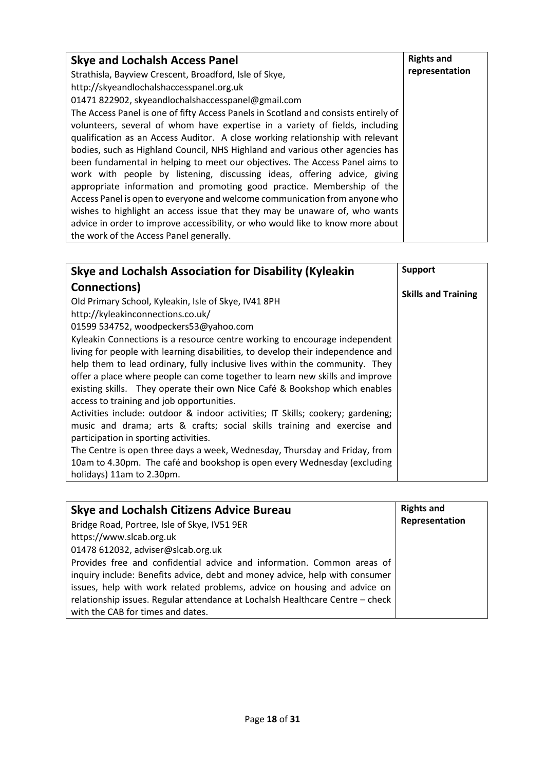| **Skye and Lochalsh Access Panel**<br>Strathisla, Bayview Crescent, Broadford, Isle of Skye,<br>http://skyeandlochalshaccesspanel.org.uk<br>01471 822902, skyeandlochalshaccesspanel@gmail.com<br>The Access Panel is one of fifty Access Panels in Scotland and consists entirely of volunteers, several of whom have expertise in a variety of fields, including qualification as an Access Auditor. A close working relationship with relevant bodies, such as Highland Council, NHS Highland and various other agencies has been fundamental in helping to meet our objectives. The Access Panel aims to work with people by listening, discussing ideas, offering advice, giving appropriate information and promoting good practice. Membership of the Access Panel is open to everyone and welcome communication from anyone who wishes to highlight an access issue that they may be unaware of, who wants advice in order to improve accessibility, or who would like to know more about the work of the Access Panel generally. | **Rights and representation** |
|---|---|

| **Skye and Lochalsh Association for Disability (Kyleakin Connections)**<br>Old Primary School, Kyleakin, Isle of Skye, IV41 8PH<br>http://kyleakinconnections.co.uk/<br>01599 534752, woodpeckers53@yahoo.com<br>Kyleakin Connections is a resource centre working to encourage independent living for people with learning disabilities, to develop their independence and help them to lead ordinary, fully inclusive lives within the community. They offer a place where people can come together to learn new skills and improve existing skills. They operate their own Nice Café & Bookshop which enables access to training and job opportunities.<br>Activities include: outdoor & indoor activities; IT Skills; cookery; gardening; music and drama; arts & crafts; social skills training and exercise and participation in sporting activities.<br>The Centre is open three days a week, Wednesday, Thursday and Friday, from 10am to 4.30pm. The café and bookshop is open every Wednesday (excluding holidays) 11am to 2.30pm. | **Support**<br><br>**Skills and Training** |
|---|---|

| **Skye and Lochalsh Citizens Advice Bureau**<br>Bridge Road, Portree, Isle of Skye, IV51 9ER<br>https://www.slcab.org.uk<br>01478 612032, adviser@slcab.org.uk<br>Provides free and confidential advice and information. Common areas of inquiry include: Benefits advice, debt and money advice, help with consumer issues, help with work related problems, advice on housing and advice on relationship issues. Regular attendance at Lochalsh Healthcare Centre – check with the CAB for times and dates. | **Rights and Representation** |
|---|---|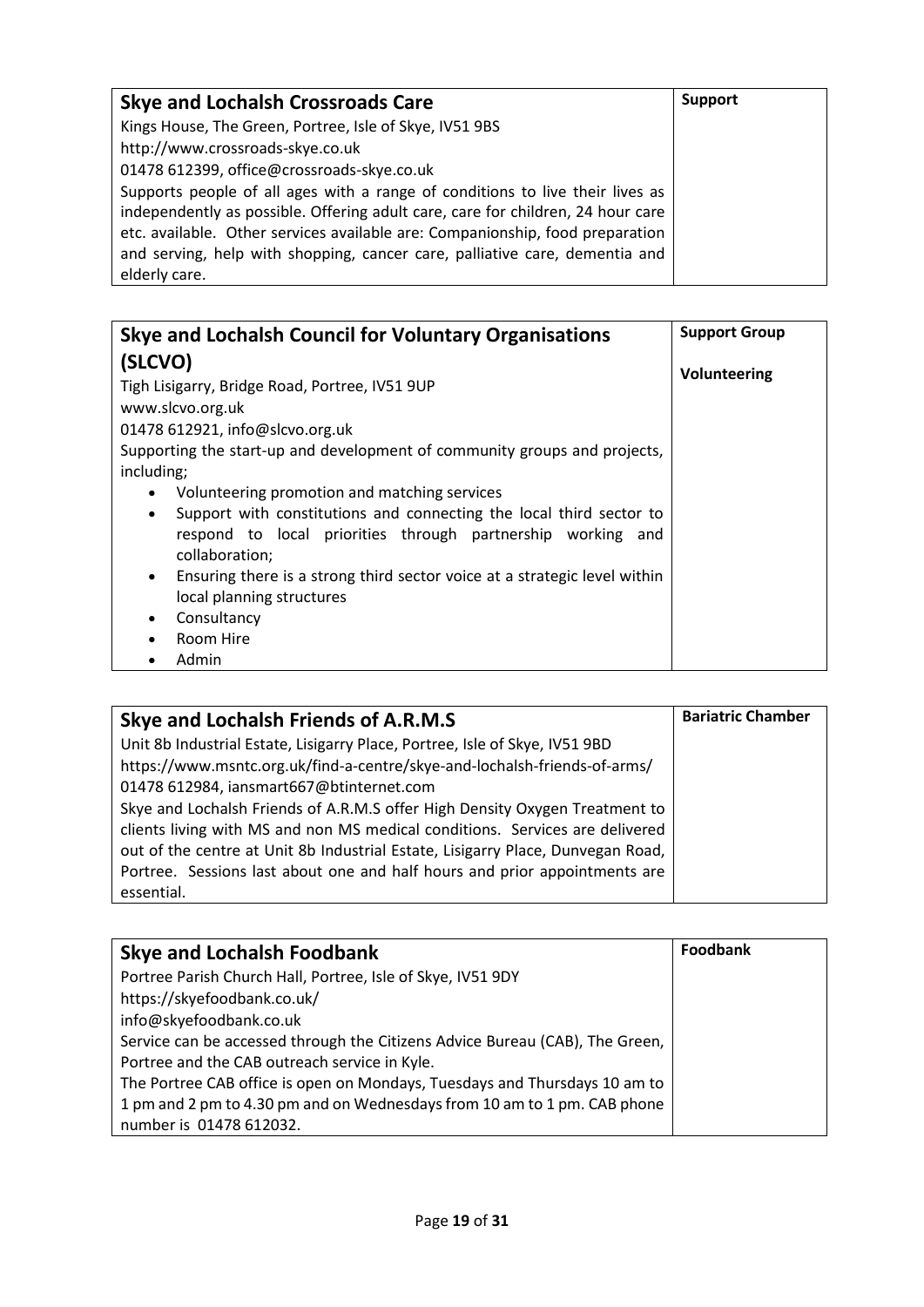| **Skye and Lochalsh Crossroads Care** | **Support** |
| --- | --- |
| Kings House, The Green, Portree, Isle of Skye, IV51 9BS<br>http://www.crossroads-skye.co.uk<br>01478 612399, office@crossroads-skye.co.uk<br>Supports people of all ages with a range of conditions to live their lives as independently as possible. Offering adult care, care for children, 24 hour care etc. available. Other services available are: Companionship, food preparation and serving, help with shopping, cancer care, palliative care, dementia and elderly care. | |

| **Skye and Lochalsh Council for Voluntary Organisations (SLCVO)** | **Support Group**<br><br>**Volunteering** |
| --- | --- |
| Tigh Lisigarry, Bridge Road, Portree, IV51 9UP<br>www.slcvo.org.uk<br>01478 612921, info@slcvo.org.uk<br>Supporting the start-up and development of community groups and projects, including;<br>• Volunteering promotion and matching services<br>• Support with constitutions and connecting the local third sector to respond to local priorities through partnership working and collaboration;<br>• Ensuring there is a strong third sector voice at a strategic level within local planning structures<br>• Consultancy<br>• Room Hire<br>• Admin | |

| **Skye and Lochalsh Friends of A.R.M.S** | **Bariatric Chamber** |
| --- | --- |
| Unit 8b Industrial Estate, Lisigarry Place, Portree, Isle of Skye, IV51 9BD<br>https://www.msntc.org.uk/find-a-centre/skye-and-lochalsh-friends-of-arms/<br>01478 612984, iansmart667@btinternet.com<br>Skye and Lochalsh Friends of A.R.M.S offer High Density Oxygen Treatment to clients living with MS and non MS medical conditions. Services are delivered out of the centre at Unit 8b Industrial Estate, Lisigarry Place, Dunvegan Road, Portree. Sessions last about one and half hours and prior appointments are essential. | |

| **Skye and Lochalsh Foodbank** | **Foodbank** |
| --- | --- |
| Portree Parish Church Hall, Portree, Isle of Skye, IV51 9DY<br>https://skyefoodbank.co.uk/<br>info@skyefoodbank.co.uk<br>Service can be accessed through the Citizens Advice Bureau (CAB), The Green, Portree and the CAB outreach service in Kyle.<br>The Portree CAB office is open on Mondays, Tuesdays and Thursdays 10 am to 1 pm and 2 pm to 4.30 pm and on Wednesdays from 10 am to 1 pm. CAB phone number is 01478 612032. | |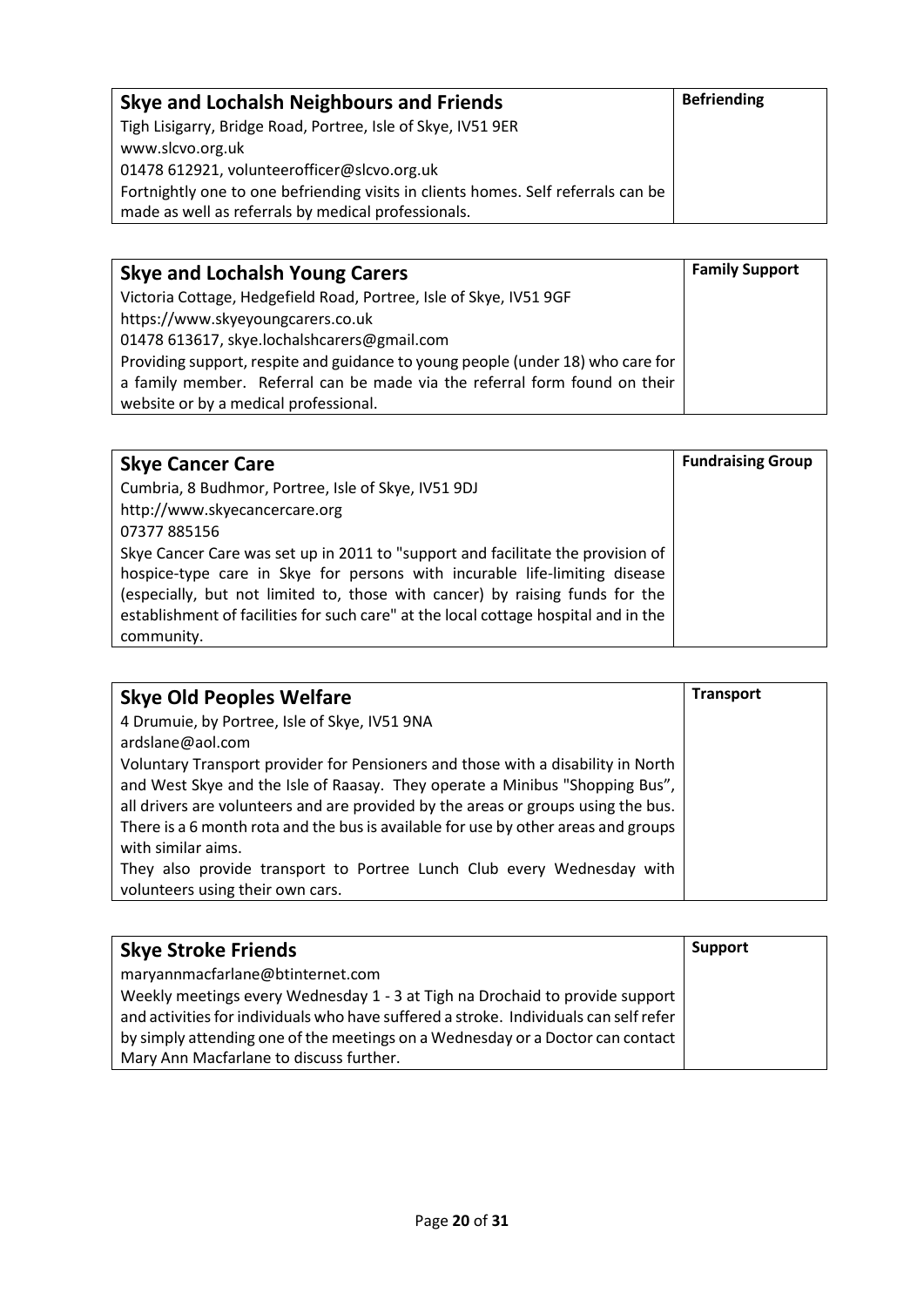| **Skye and Lochalsh Neighbours and Friends** | **Befriending** |
| --- | --- |
| Tigh Lisigarry, Bridge Road, Portree, Isle of Skye, IV51 9ER<br>www.slcvo.org.uk<br>01478 612921, volunteerofficer@slcvo.org.uk<br>Fortnightly one to one befriending visits in clients homes. Self referrals can be made as well as referrals by medical professionals. | |

| **Skye and Lochalsh Young Carers** | **Family Support** |
| --- | --- |
| Victoria Cottage, Hedgefield Road, Portree, Isle of Skye, IV51 9GF<br>https://www.skyeyoungcarers.co.uk<br>01478 613617, skye.lochalshcarers@gmail.com<br>Providing support, respite and guidance to young people (under 18) who care for a family member. Referral can be made via the referral form found on their website or by a medical professional. | |

| **Skye Cancer Care** | **Fundraising Group** |
| --- | --- |
| Cumbria, 8 Budhmor, Portree, Isle of Skye, IV51 9DJ<br>http://www.skyecancercare.org<br>07377 885156<br>Skye Cancer Care was set up in 2011 to "support and facilitate the provision of hospice-type care in Skye for persons with incurable life-limiting disease (especially, but not limited to, those with cancer) by raising funds for the establishment of facilities for such care" at the local cottage hospital and in the community. | |

| **Skye Old Peoples Welfare** | **Transport** |
| --- | --- |
| 4 Drumuie, by Portree, Isle of Skye, IV51 9NA<br>ardslane@aol.com<br>Voluntary Transport provider for Pensioners and those with a disability in North and West Skye and the Isle of Raasay. They operate a Minibus "Shopping Bus", all drivers are volunteers and are provided by the areas or groups using the bus. There is a 6 month rota and the bus is available for use by other areas and groups with similar aims.<br>They also provide transport to Portree Lunch Club every Wednesday with volunteers using their own cars. | |

| **Skye Stroke Friends** | **Support** |
| --- | --- |
| maryannmacfarlane@btinternet.com<br>Weekly meetings every Wednesday 1 - 3 at Tigh na Drochaid to provide support and activities for individuals who have suffered a stroke. Individuals can self refer by simply attending one of the meetings on a Wednesday or a Doctor can contact Mary Ann Macfarlane to discuss further. | |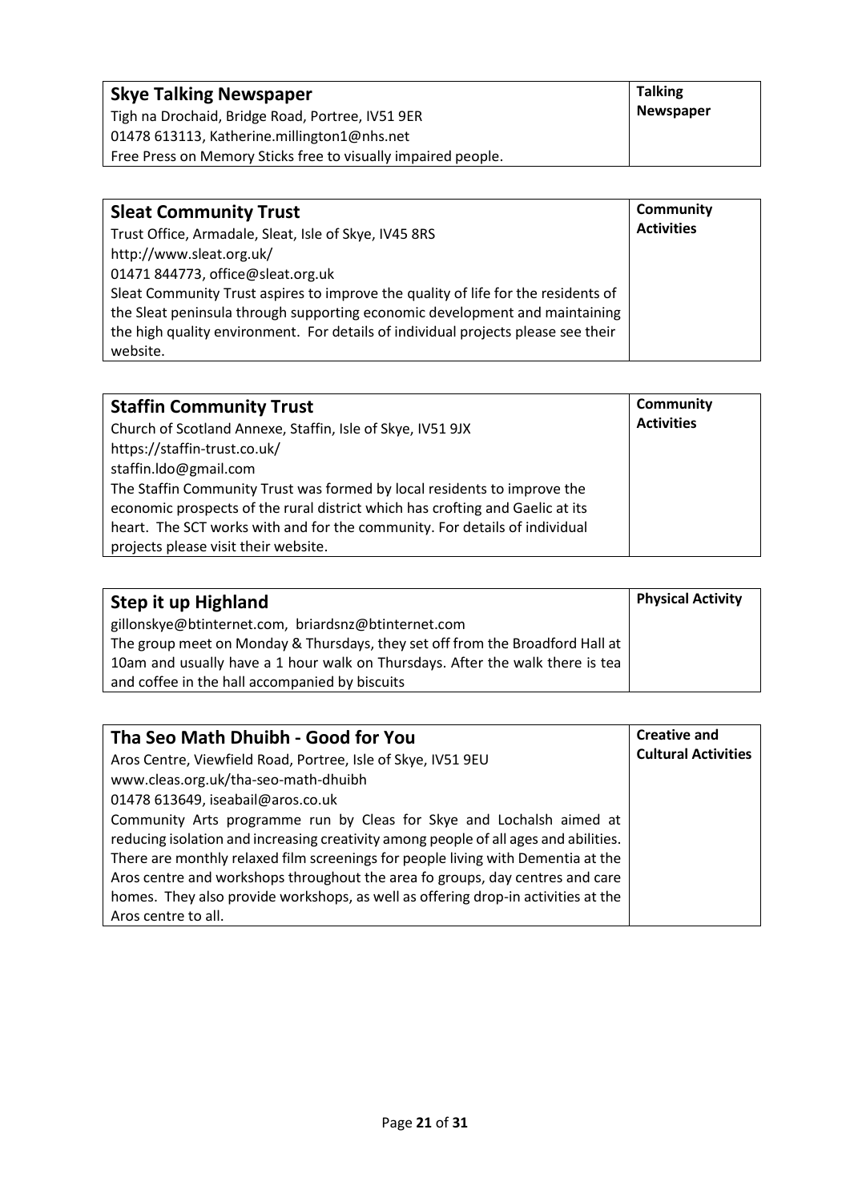| **Skye Talking Newspaper**<br>Tigh na Drochaid, Bridge Road, Portree, IV51 9ER<br>01478 613113, Katherine.millington1@nhs.net<br>Free Press on Memory Sticks free to visually impaired people. | **Talking Newspaper** |
|---|---|

| **Sleat Community Trust**<br>Trust Office, Armadale, Sleat, Isle of Skye, IV45 8RS<br>http://www.sleat.org.uk/<br>01471 844773, office@sleat.org.uk<br>Sleat Community Trust aspires to improve the quality of life for the residents of the Sleat peninsula through supporting economic development and maintaining the high quality environment. For details of individual projects please see their website. | **Community Activities** |
|---|---|

| **Staffin Community Trust**<br>Church of Scotland Annexe, Staffin, Isle of Skye, IV51 9JX<br>https://staffin-trust.co.uk/<br>staffin.ldo@gmail.com<br>The Staffin Community Trust was formed by local residents to improve the economic prospects of the rural district which has crofting and Gaelic at its heart. The SCT works with and for the community. For details of individual projects please visit their website. | **Community Activities** |
|---|---|

| **Step it up Highland**<br>gillonskye@btinternet.com, briardsnz@btinternet.com<br>The group meet on Monday & Thursdays, they set off from the Broadford Hall at 10am and usually have a 1 hour walk on Thursdays. After the walk there is tea and coffee in the hall accompanied by biscuits | **Physical Activity** |
|---|---|

| **Tha Seo Math Dhuibh - Good for You**<br>Aros Centre, Viewfield Road, Portree, Isle of Skye, IV51 9EU<br>www.cleas.org.uk/tha-seo-math-dhuibh<br>01478 613649, iseabail@aros.co.uk<br>Community Arts programme run by Cleas for Skye and Lochalsh aimed at reducing isolation and increasing creativity among people of all ages and abilities. There are monthly relaxed film screenings for people living with Dementia at the Aros centre and workshops throughout the area fo groups, day centres and care homes. They also provide workshops, as well as offering drop-in activities at the Aros centre to all. | **Creative and Cultural Activities** |
|---|---|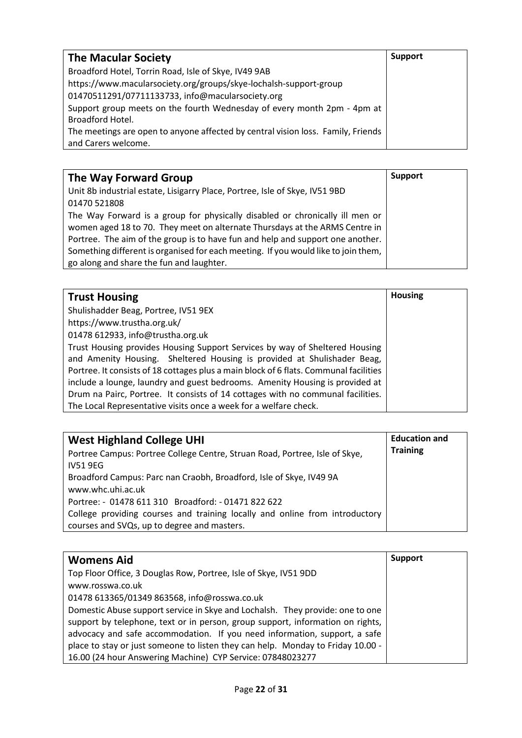| **The Macular Society** | **Support** |
|---|---|
| Broadford Hotel, Torrin Road, Isle of Skye, IV49 9AB<br>https://www.macularsociety.org/groups/skye-lochalsh-support-group<br>01470511291/07711133733, info@macularsociety.org<br>Support group meets on the fourth Wednesday of every month 2pm - 4pm at Broadford Hotel.<br>The meetings are open to anyone affected by central vision loss. Family, Friends and Carers welcome. | |

| **The Way Forward Group** | **Support** |
|---|---|
| Unit 8b industrial estate, Lisigarry Place, Portree, Isle of Skye, IV51 9BD<br>01470 521808<br>The Way Forward is a group for physically disabled or chronically ill men or women aged 18 to 70. They meet on alternate Thursdays at the ARMS Centre in Portree. The aim of the group is to have fun and help and support one another. Something different is organised for each meeting. If you would like to join them, go along and share the fun and laughter. | |

| **Trust Housing** | **Housing** |
|---|---|
| Shulishadder Beag, Portree, IV51 9EX<br>https://www.trustha.org.uk/<br>01478 612933, info@trustha.org.uk<br>Trust Housing provides Housing Support Services by way of Sheltered Housing and Amenity Housing. Sheltered Housing is provided at Shulishader Beag, Portree. It consists of 18 cottages plus a main block of 6 flats. Communal facilities include a lounge, laundry and guest bedrooms. Amenity Housing is provided at Drum na Pairc, Portree. It consists of 14 cottages with no communal facilities. The Local Representative visits once a week for a welfare check. | |

| **West Highland College UHI** | **Education and Training** |
|---|---|
| Portree Campus: Portree College Centre, Struan Road, Portree, Isle of Skye, IV51 9EG<br>Broadford Campus: Parc nan Craobh, Broadford, Isle of Skye, IV49 9A<br>www.whc.uhi.ac.uk<br>Portree: - 01478 611 310 Broadford: - 01471 822 622<br>College providing courses and training locally and online from introductory courses and SVQs, up to degree and masters. | |

| **Womens Aid** | **Support** |
|---|---|
| Top Floor Office, 3 Douglas Row, Portree, Isle of Skye, IV51 9DD<br>www.rosswa.co.uk<br>01478 613365/01349 863568, info@rosswa.co.uk<br>Domestic Abuse support service in Skye and Lochalsh. They provide: one to one support by telephone, text or in person, group support, information on rights, advocacy and safe accommodation. If you need information, support, a safe place to stay or just someone to listen they can help. Monday to Friday 10.00 - 16.00 (24 hour Answering Machine) CYP Service: 07848023277 | |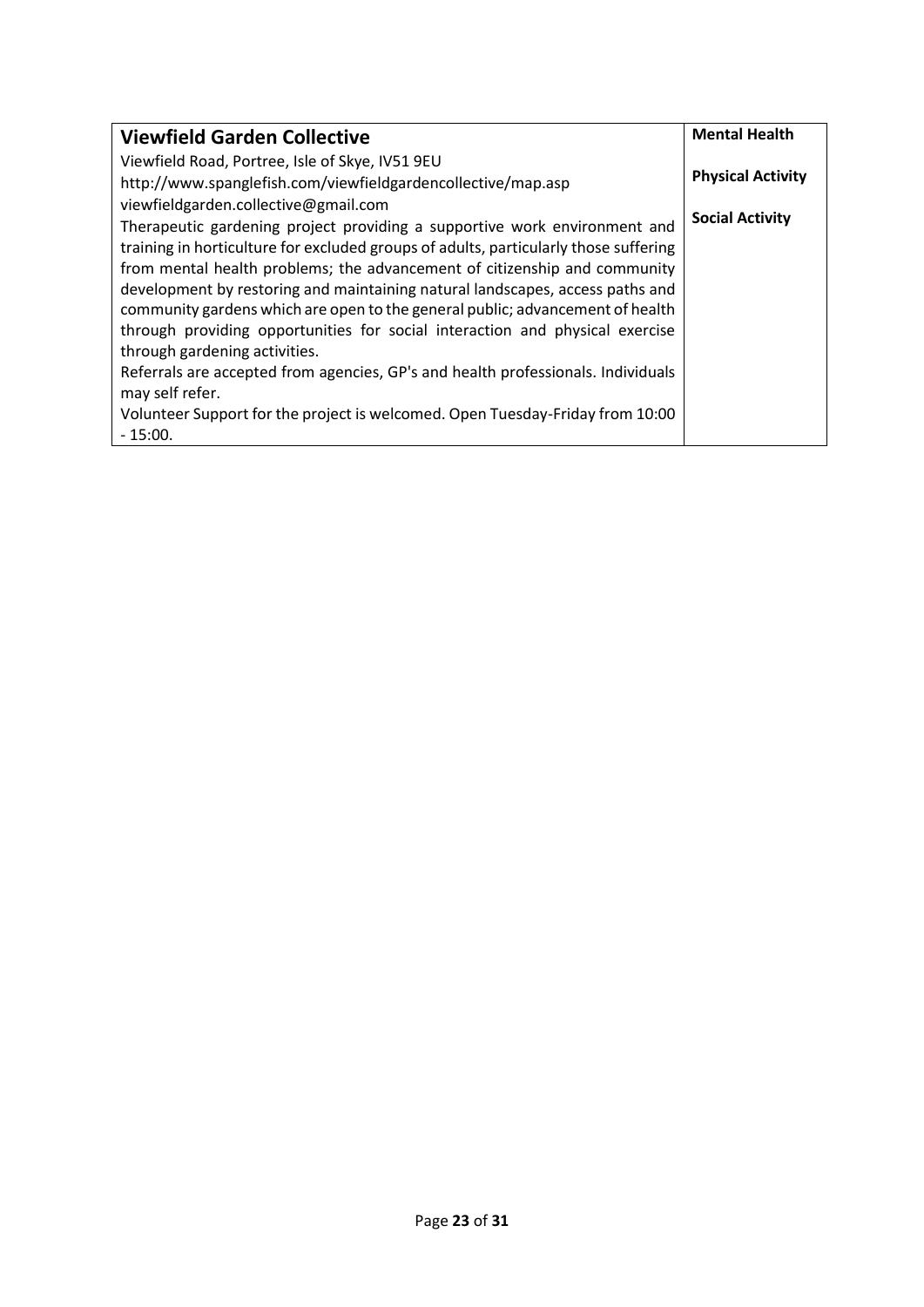| **Viewfield Garden Collective** | **Mental Health** |
|---|---|
| Viewfield Road, Portree, Isle of Skye, IV51 9EU<br>http://www.spanglefish.com/viewfieldgardencollective/map.asp<br>viewfieldgarden.collective@gmail.com<br>Therapeutic gardening project providing a supportive work environment and training in horticulture for excluded groups of adults, particularly those suffering from mental health problems; the advancement of citizenship and community development by restoring and maintaining natural landscapes, access paths and community gardens which are open to the general public; advancement of health through providing opportunities for social interaction and physical exercise through gardening activities.<br>Referrals are accepted from agencies, GP's and health professionals. Individuals may self refer.<br>Volunteer Support for the project is welcomed. Open Tuesday-Friday from 10:00 - 15:00. | **Physical Activity**<br><br>**Social Activity** |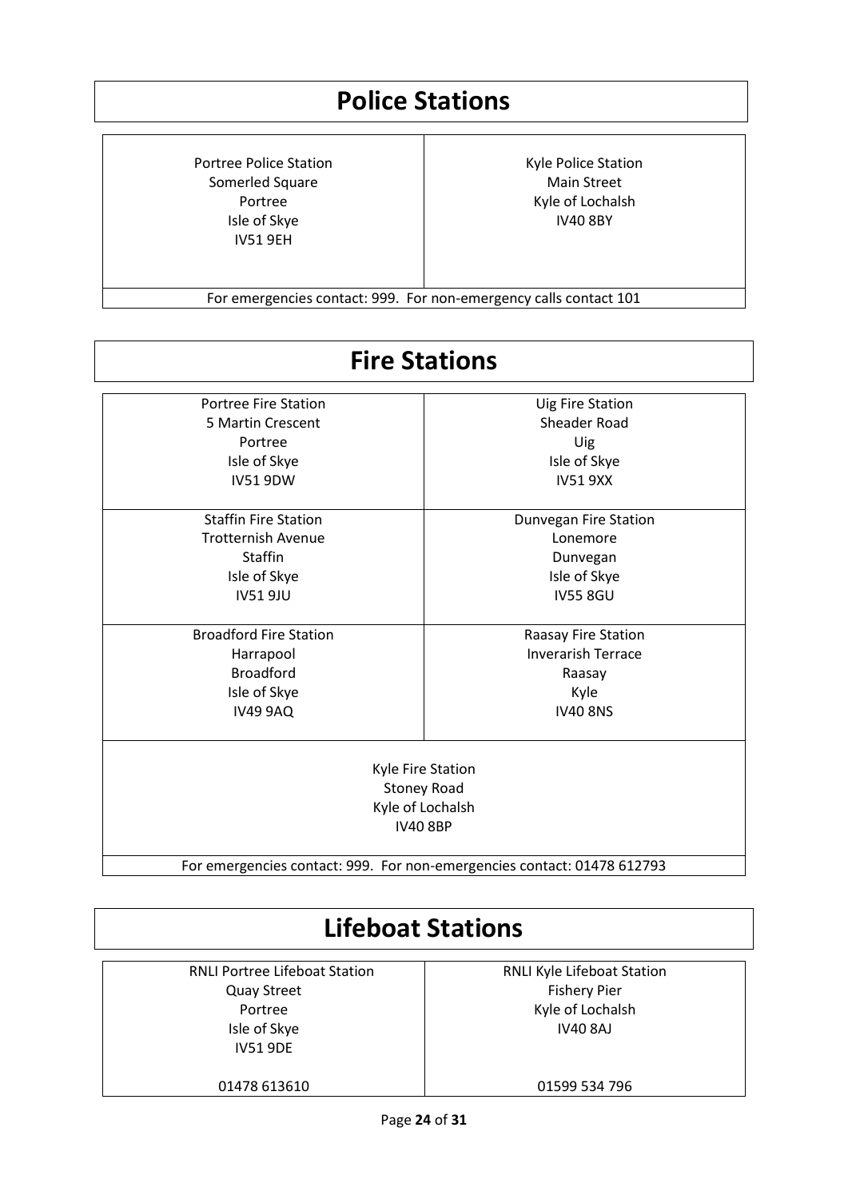# Police Stations

| Portree Police Station<br>Somerled Square<br>Portree<br>Isle of Skye<br>IV51 9EH | Kyle Police Station<br>Main Street<br>Kyle of Lochalsh<br>IV40 8BY |
|---|---|
| For emergencies contact: 999. For non-emergency calls contact 101 | |

# Fire Stations

| Portree Fire Station<br>5 Martin Crescent<br>Portree<br>Isle of Skye<br>IV51 9DW | Uig Fire Station<br>Sheader Road<br>Uig<br>Isle of Skye<br>IV51 9XX |
|---|---|
| Staffin Fire Station<br>Trotternish Avenue<br>Staffin<br>Isle of Skye<br>IV51 9JU | Dunvegan Fire Station<br>Lonemore<br>Dunvegan<br>Isle of Skye<br>IV55 8GU |
| Broadford Fire Station<br>Harrapool<br>Broadford<br>Isle of Skye<br>IV49 9AQ | Raasay Fire Station<br>Inverarish Terrace<br>Raasay<br>Kyle<br>IV40 8NS |
| Kyle Fire Station<br>Stoney Road<br>Kyle of Lochalsh<br>IV40 8BP | |
| For emergencies contact: 999. For non-emergencies contact: 01478 612793 | |

# Lifeboat Stations

| RNLI Portree Lifeboat Station<br>Quay Street<br>Portree<br>Isle of Skye<br>IV51 9DE<br><br>01478 613610 | RNLI Kyle Lifeboat Station<br>Fishery Pier<br>Kyle of Lochalsh<br>IV40 8AJ<br><br>01599 534 796 |
|---|---|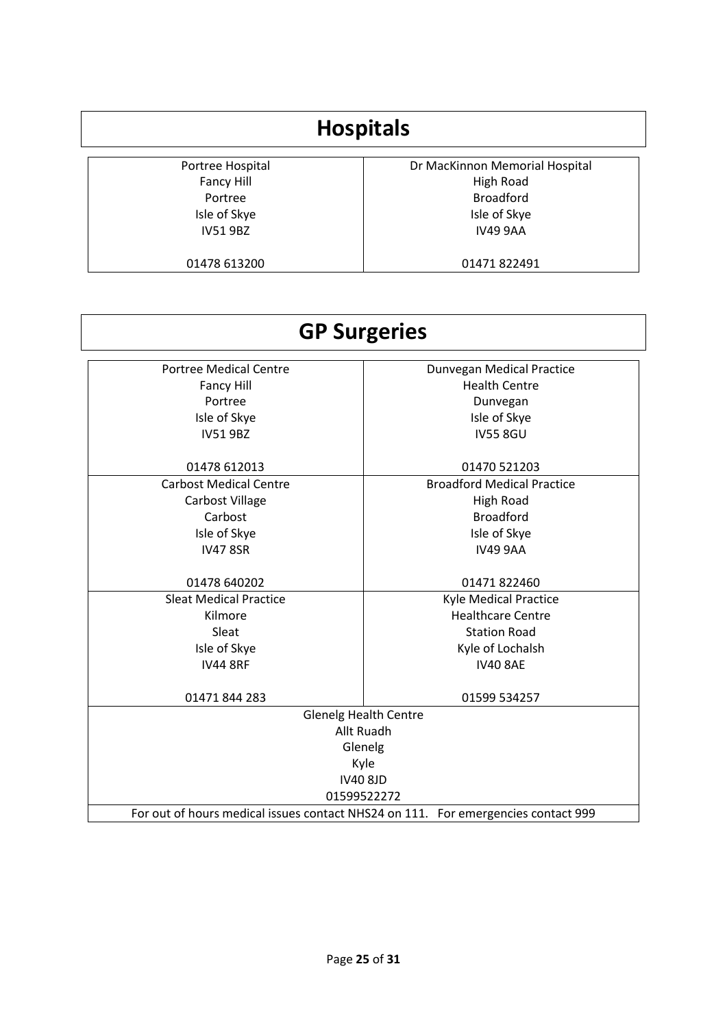# Hospitals

| Portree Hospital | Dr MacKinnon Memorial Hospital |
|---|---|
| Fancy Hill<br>Portree<br>Isle of Skye<br>IV51 9BZ<br><br>01478 613200 | High Road<br>Broadford<br>Isle of Skye<br>IV49 9AA<br><br>01471 822491 |

# GP Surgeries

| | |
|---|---|
| Portree Medical Centre<br>Fancy Hill<br>Portree<br>Isle of Skye<br>IV51 9BZ<br><br>01478 612013 | Dunvegan Medical Practice<br>Health Centre<br>Dunvegan<br>Isle of Skye<br>IV55 8GU<br><br>01470 521203 |
| Carbost Medical Centre<br>Carbost Village<br>Carbost<br>Isle of Skye<br>IV47 8SR<br><br>01478 640202 | Broadford Medical Practice<br>High Road<br>Broadford<br>Isle of Skye<br>IV49 9AA<br><br>01471 822460 |
| Sleat Medical Practice<br>Kilmore<br>Sleat<br>Isle of Skye<br>IV44 8RF<br><br>01471 844 283 | Kyle Medical Practice<br>Healthcare Centre<br>Station Road<br>Kyle of Lochalsh<br>IV40 8AE<br><br>01599 534257 |
| Glenelg Health Centre<br>Allt Ruadh<br>Glenelg<br>Kyle<br>IV40 8JD<br>01599522272 | |

For out of hours medical issues contact NHS24 on 111. For emergencies contact 999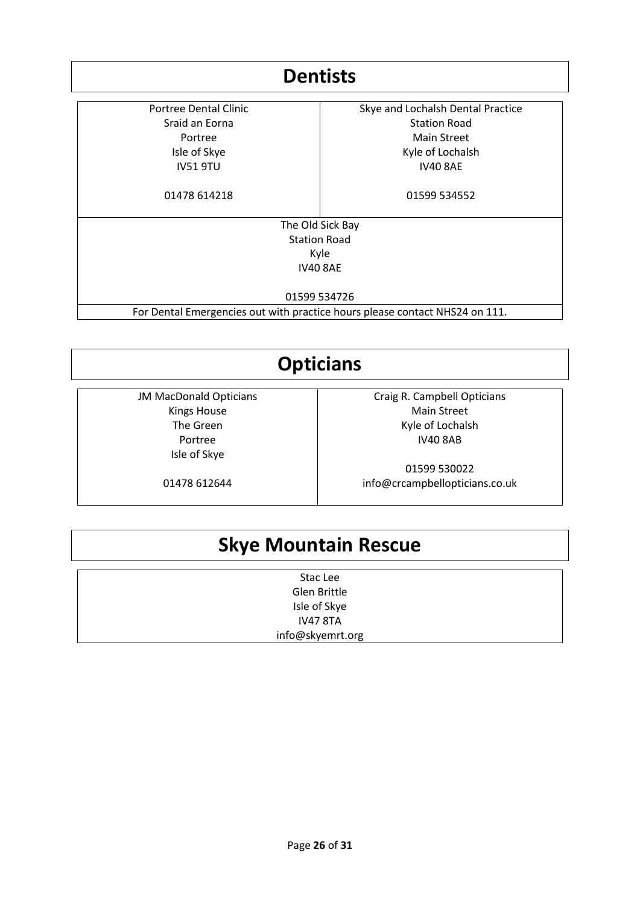# Dentists

| Portree Dental Clinic<br>Sraid an Eorna<br>Portree<br>Isle of Skye<br>IV51 9TU<br><br>01478 614218 | Skye and Lochalsh Dental Practice<br>Station Road<br>Main Street<br>Kyle of Lochalsh<br>IV40 8AE<br><br>01599 534552 |
|---|---|
| The Old Sick Bay<br>Station Road<br>Kyle<br>IV40 8AE<br><br>01599 534726 | |
| For Dental Emergencies out with practice hours please contact NHS24 on 111. | |

# Opticians

| JM MacDonald Opticians<br>Kings House<br>The Green<br>Portree<br>Isle of Skye<br><br>01478 612644 | Craig R. Campbell Opticians<br>Main Street<br>Kyle of Lochalsh<br>IV40 8AB<br><br>01599 530022<br>info@crcampbellopticians.co.uk |
|---|---|

# Skye Mountain Rescue

Stac Lee
Glen Brittle
Isle of Skye
IV47 8TA
info@skyemrt.org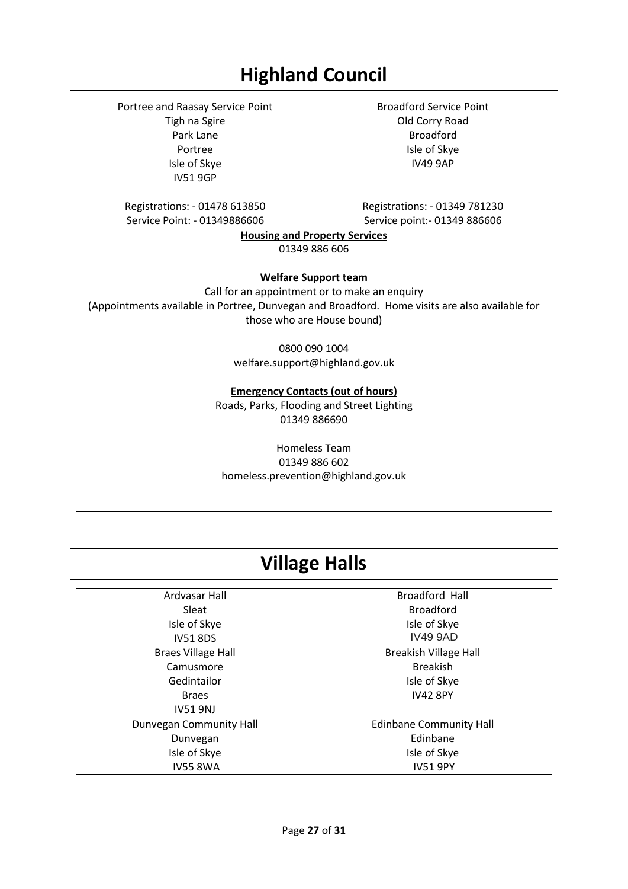# Highland Council

| Portree and Raasay Service Point<br>Tigh na Sgire<br>Park Lane<br>Portree<br>Isle of Skye<br>IV51 9GP<br><br>Registrations: - 01478 613850<br>Service Point: - 01349886606 | Broadford Service Point<br>Old Corry Road<br>Broadford<br>Isle of Skye<br>IV49 9AP<br><br>Registrations: - 01349 781230<br>Service point:- 01349 886606 |
|---|---|

**Housing and Property Services**
01349 886 606

**Welfare Support team**
Call for an appointment or to make an enquiry
(Appointments available in Portree, Dunvegan and Broadford. Home visits are also available for those who are House bound)

0800 090 1004
welfare.support@highland.gov.uk

**Emergency Contacts (out of hours)**
Roads, Parks, Flooding and Street Lighting
01349 886690

Homeless Team
01349 886 602
homeless.prevention@highland.gov.uk

# Village Halls

| Ardvasar Hall<br>Sleat<br>Isle of Skye<br>IV51 8DS | Broadford Hall<br>Broadford<br>Isle of Skye<br>IV49 9AD |
|---|---|
| Braes Village Hall<br>Camusmore<br>Gedintailor<br>Braes<br>IV51 9NJ | Breakish Village Hall<br>Breakish<br>Isle of Skye<br>IV42 8PY |
| Dunvegan Community Hall<br>Dunvegan<br>Isle of Skye<br>IV55 8WA | Edinbane Community Hall<br>Edinbane<br>Isle of Skye<br>IV51 9PY |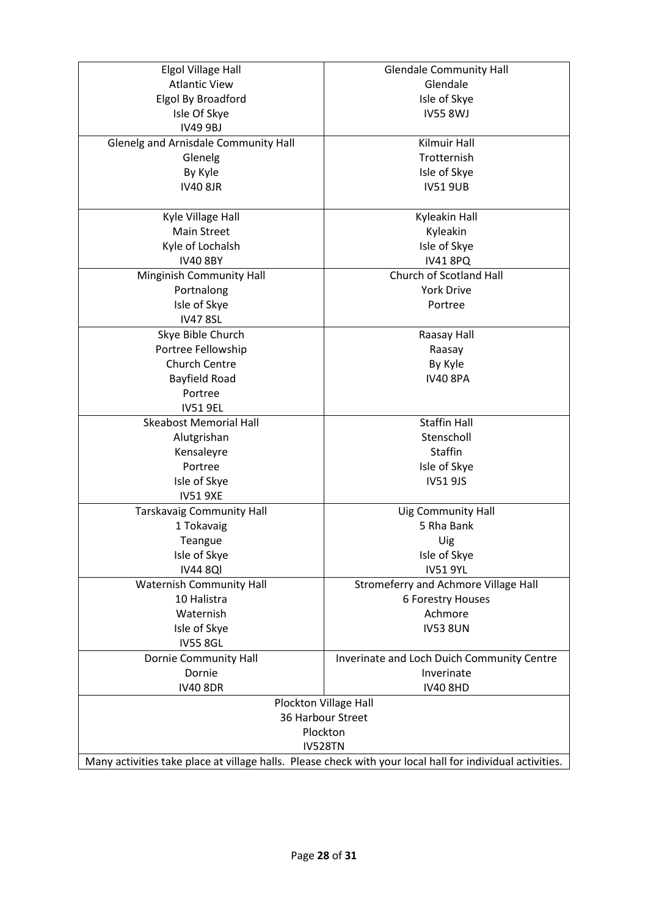| | |
|---|---|
| Elgol Village Hall<br>Atlantic View<br>Elgol By Broadford<br>Isle Of Skye<br>IV49 9BJ | Glendale Community Hall<br>Glendale<br>Isle of Skye<br>IV55 8WJ |
| Glenelg and Arnisdale Community Hall<br>Glenelg<br>By Kyle<br>IV40 8JR | Kilmuir Hall<br>Trotternish<br>Isle of Skye<br>IV51 9UB |
| Kyle Village Hall<br>Main Street<br>Kyle of Lochalsh<br>IV40 8BY | Kyleakin Hall<br>Kyleakin<br>Isle of Skye<br>IV41 8PQ |
| Minginish Community Hall<br>Portnalong<br>Isle of Skye<br>IV47 8SL | Church of Scotland Hall<br>York Drive<br>Portree |
| Skye Bible Church<br>Portree Fellowship<br>Church Centre<br>Bayfield Road<br>Portree<br>IV51 9EL | Raasay Hall<br>Raasay<br>By Kyle<br>IV40 8PA |
| Skeabost Memorial Hall<br>Alutgrishan<br>Kensaleyre<br>Portree<br>Isle of Skye<br>IV51 9XE | Staffin Hall<br>Stenscholl<br>Staffin<br>Isle of Skye<br>IV51 9JS |
| Tarskavaig Community Hall<br>1 Tokavaig<br>Teangue<br>Isle of Skye<br>IV44 8Ql | Uig Community Hall<br>5 Rha Bank<br>Uig<br>Isle of Skye<br>IV51 9YL |
| Waternish Community Hall<br>10 Halistra<br>Waternish<br>Isle of Skye<br>IV55 8GL | Stromeferry and Achmore Village Hall<br>6 Forestry Houses<br>Achmore<br>IV53 8UN |
| Dornie Community Hall<br>Dornie<br>IV40 8DR | Inverinate and Loch Duich Community Centre<br>Inverinate<br>IV40 8HD |
| Plockton Village Hall<br>36 Harbour Street<br>Plockton<br>IV528TN | |
| Many activities take place at village halls. Please check with your local hall for individual activities. | |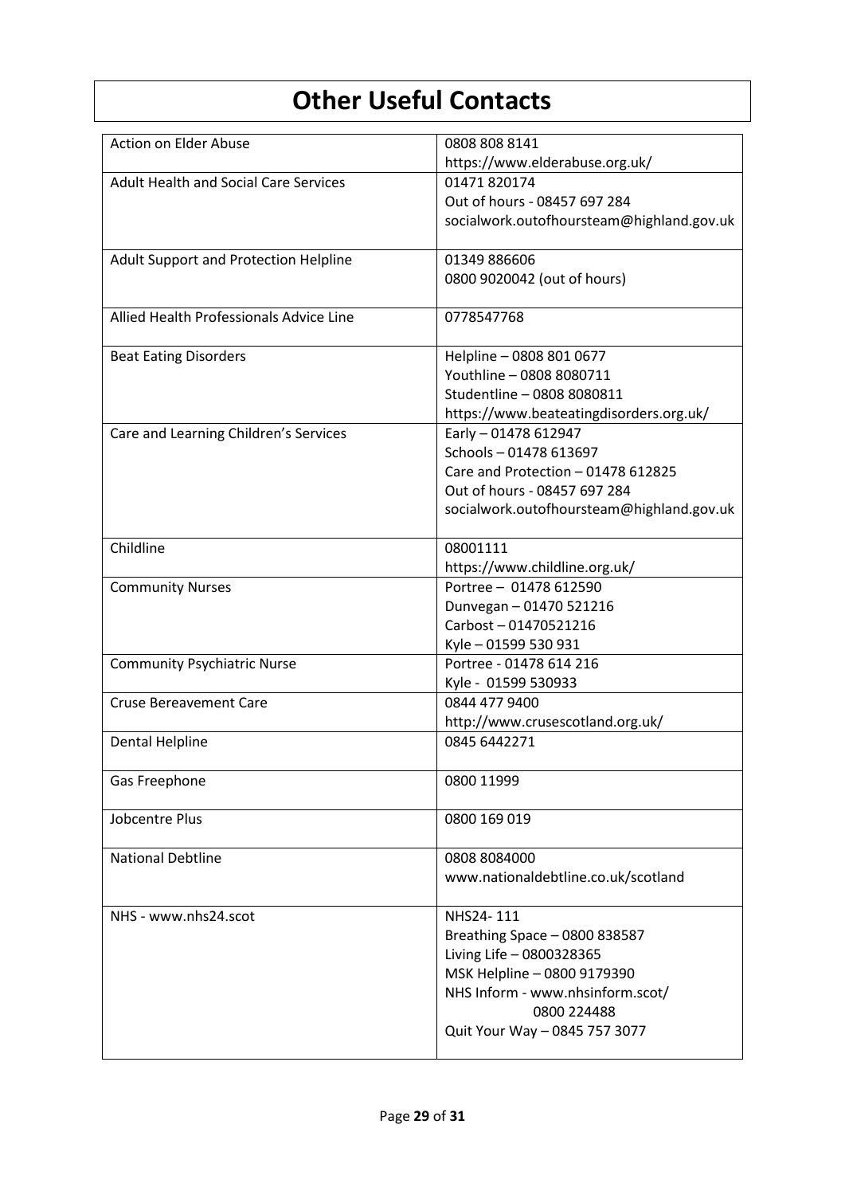# Other Useful Contacts

| | |
|---|---|
| Action on Elder Abuse | 0808 808 8141<br>https://www.elderabuse.org.uk/ |
| Adult Health and Social Care Services | 01471 820174<br>Out of hours - 08457 697 284<br>socialwork.outofhoursteam@highland.gov.uk |
| Adult Support and Protection Helpline | 01349 886606<br>0800 9020042 (out of hours) |
| Allied Health Professionals Advice Line | 0778547768 |
| Beat Eating Disorders | Helpline – 0808 801 0677<br>Youthline – 0808 8080711<br>Studentline – 0808 8080811<br>https://www.beateatingdisorders.org.uk/ |
| Care and Learning Children's Services | Early – 01478 612947<br>Schools – 01478 613697<br>Care and Protection – 01478 612825<br>Out of hours - 08457 697 284<br>socialwork.outofhoursteam@highland.gov.uk |
| Childline | 08001111<br>https://www.childline.org.uk/ |
| Community Nurses | Portree – 01478 612590<br>Dunvegan – 01470 521216<br>Carbost – 01470521216<br>Kyle – 01599 530 931 |
| Community Psychiatric Nurse | Portree - 01478 614 216<br>Kyle - 01599 530933 |
| Cruse Bereavement Care | 0844 477 9400<br>http://www.crusescotland.org.uk/ |
| Dental Helpline | 0845 6442271 |
| Gas Freephone | 0800 11999 |
| Jobcentre Plus | 0800 169 019 |
| National Debtline | 0808 8084000<br>www.nationaldebtline.co.uk/scotland |
| NHS - www.nhs24.scot | NHS24- 111<br>Breathing Space – 0800 838587<br>Living Life – 0800328365<br>MSK Helpline – 0800 9179390<br>NHS Inform - www.nhsinform.scot/<br>0800 224488<br>Quit Your Way – 0845 757 3077 |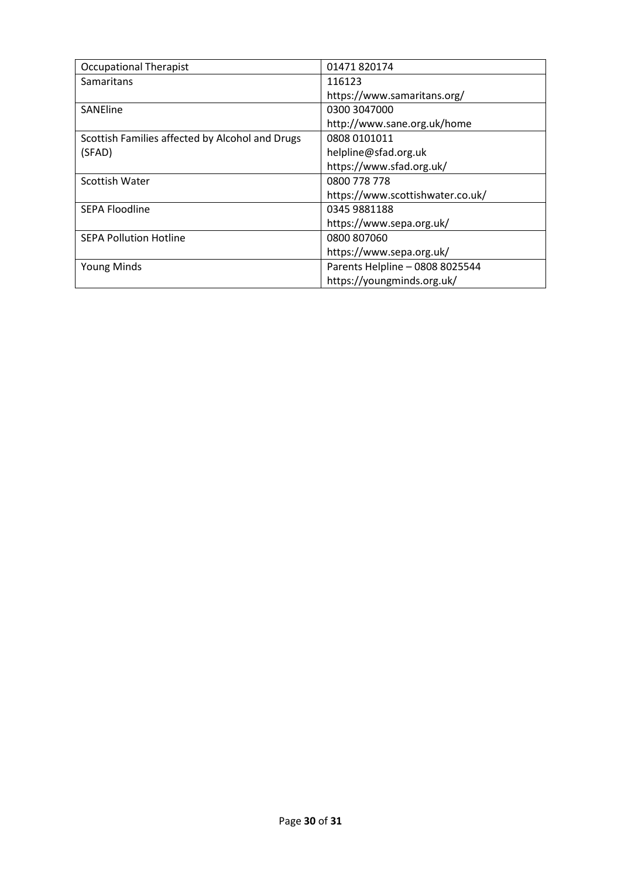| Occupational Therapist | 01471 820174 |
|---|---|
| Samaritans | 116123<br>https://www.samaritans.org/ |
| SANEline | 0300 3047000<br>http://www.sane.org.uk/home |
| Scottish Families affected by Alcohol and Drugs (SFAD) | 0808 0101011<br>helpline@sfad.org.uk<br>https://www.sfad.org.uk/ |
| Scottish Water | 0800 778 778<br>https://www.scottishwater.co.uk/ |
| SEPA Floodline | 0345 9881188<br>https://www.sepa.org.uk/ |
| SEPA Pollution Hotline | 0800 807060<br>https://www.sepa.org.uk/ |
| Young Minds | Parents Helpline – 0808 8025544<br>https://youngminds.org.uk/ |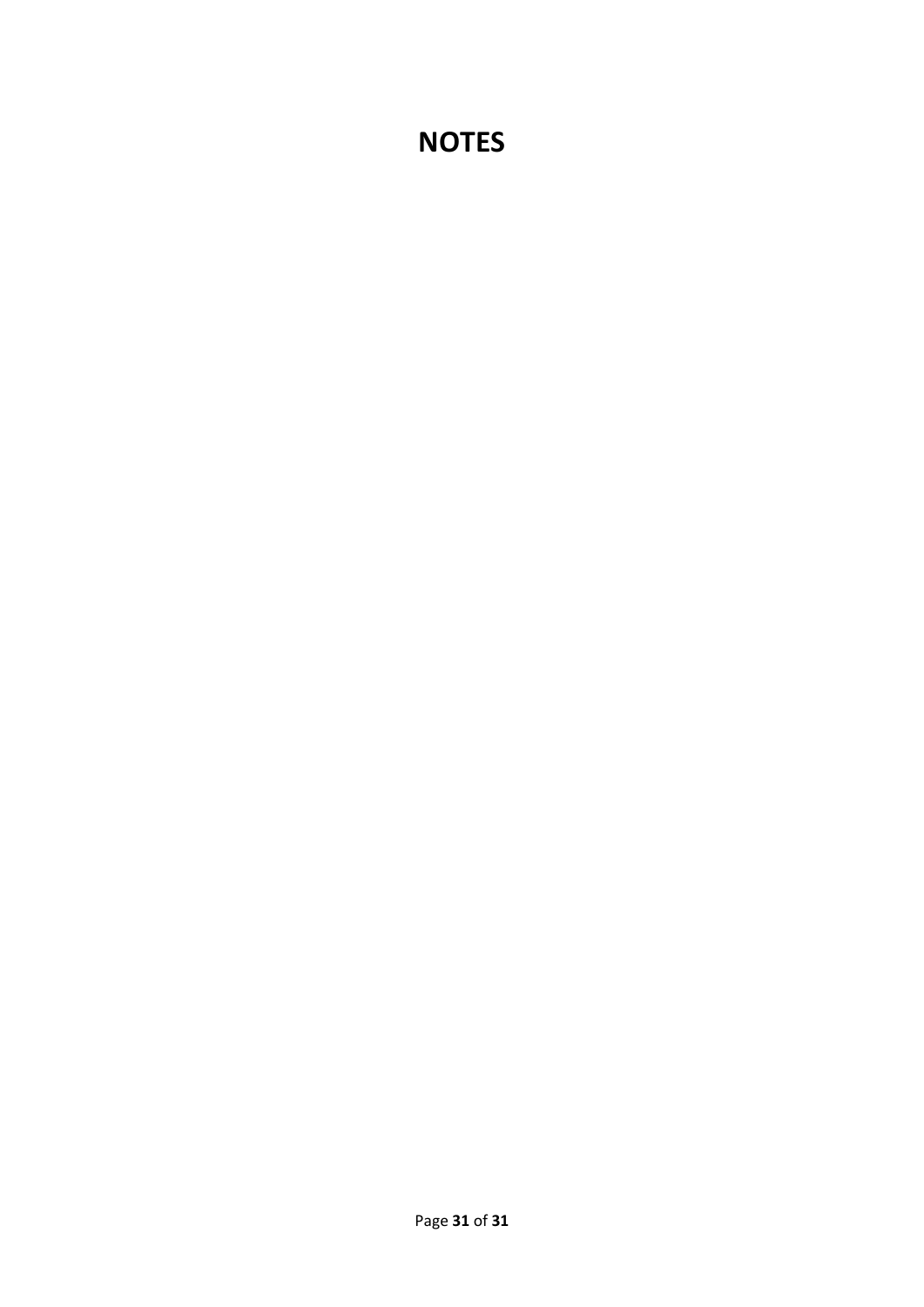# NOTES